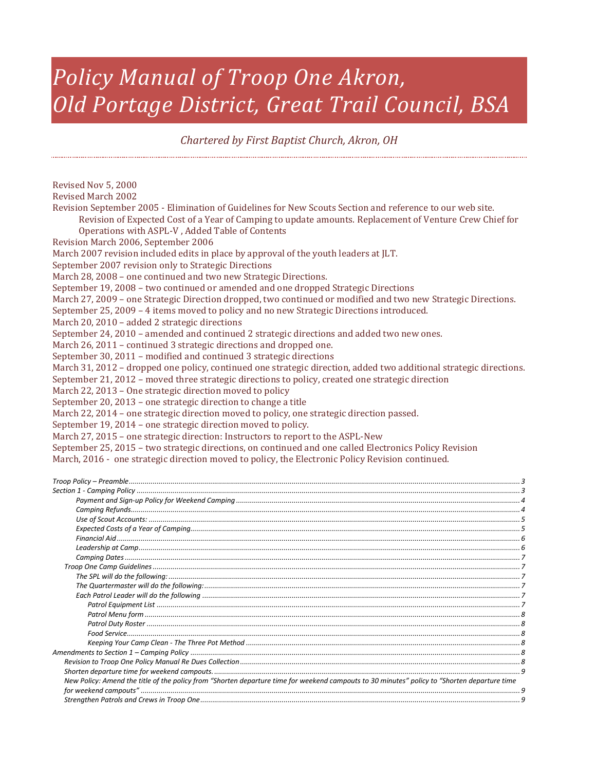# *Policy Manual of Troop One Akron, Old Portage District, Great Trail Council, BSA*

*Chartered by First Baptist Church, Akron, OH*

Revised Nov 5, 2000
Revised March 2002
Revision September 2005 - Elimination of Guidelines for New Scouts Section and reference to our web site. Revision of Expected Cost of a Year of Camping to update amounts. Replacement of Venture Crew Chief for Operations with ASPL-V , Added Table of Contents
Revision March 2006, September 2006
March 2007 revision included edits in place by approval of the youth leaders at JLT.
September 2007 revision only to Strategic Directions
March 28, 2008 – one continued and two new Strategic Directions.
September 19, 2008 – two continued or amended and one dropped Strategic Directions
March 27, 2009 – one Strategic Direction dropped, two continued or modified and two new Strategic Directions.
September 25, 2009 – 4 items moved to policy and no new Strategic Directions introduced.
March 20, 2010 – added 2 strategic directions
September 24, 2010 – amended and continued 2 strategic directions and added two new ones.
March 26, 2011 – continued 3 strategic directions and dropped one.
September 30, 2011 – modified and continued 3 strategic directions
March 31, 2012 – dropped one policy, continued one strategic direction, added two additional strategic directions.
September 21, 2012 – moved three strategic directions to policy, created one strategic direction
March 22, 2013 – One strategic direction moved to policy
September 20, 2013 – one strategic direction to change a title
March 22, 2014 – one strategic direction moved to policy, one strategic direction passed.
September 19, 2014 – one strategic direction moved to policy.
March 27, 2015 – one strategic direction: Instructors to report to the ASPL-New
September 25, 2015 – two strategic directions, on continued and one called Electronics Policy Revision
March, 2016 - one strategic direction moved to policy, the Electronic Policy Revision continued.

*Troop Policy – Preamble* ........ 3
*Section 1 - Camping Policy* ........ 3
- *Payment and Sign-up Policy for Weekend Camping* ........ 4
- *Camping Refunds* ........ 4
- *Use of Scout Accounts:* ........ 5
- *Expected Costs of a Year of Camping* ........ 5
- *Financial Aid* ........ 6
- *Leadership at Camp* ........ 6
- *Camping Dates* ........ 7

*Troop One Camp Guidelines* ........ 7
- *The SPL will do the following:* ........ 7
- *The Quartermaster will do the following:* ........ 7
- *Each Patrol Leader will do the following* ........ 7
  - *Patrol Equipment List* ........ 7
  - *Patrol Menu form* ........ 8
  - *Patrol Duty Roster* ........ 8
  - *Food Service* ........ 8
  - *Keeping Your Camp Clean - The Three Pot Method* ........ 8

*Amendments to Section 1 – Camping Policy* ........ 8
- *Revision to Troop One Policy Manual Re Dues Collection* ........ 8
- *Shorten departure time for weekend campouts.* ........ 9
- *New Policy: Amend the title of the policy from "Shorten departure time for weekend campouts to 30 minutes" policy to "Shorten departure time for weekend campouts"* ........ 9
- *Strengthen Patrols and Crews in Troop One* ........ 9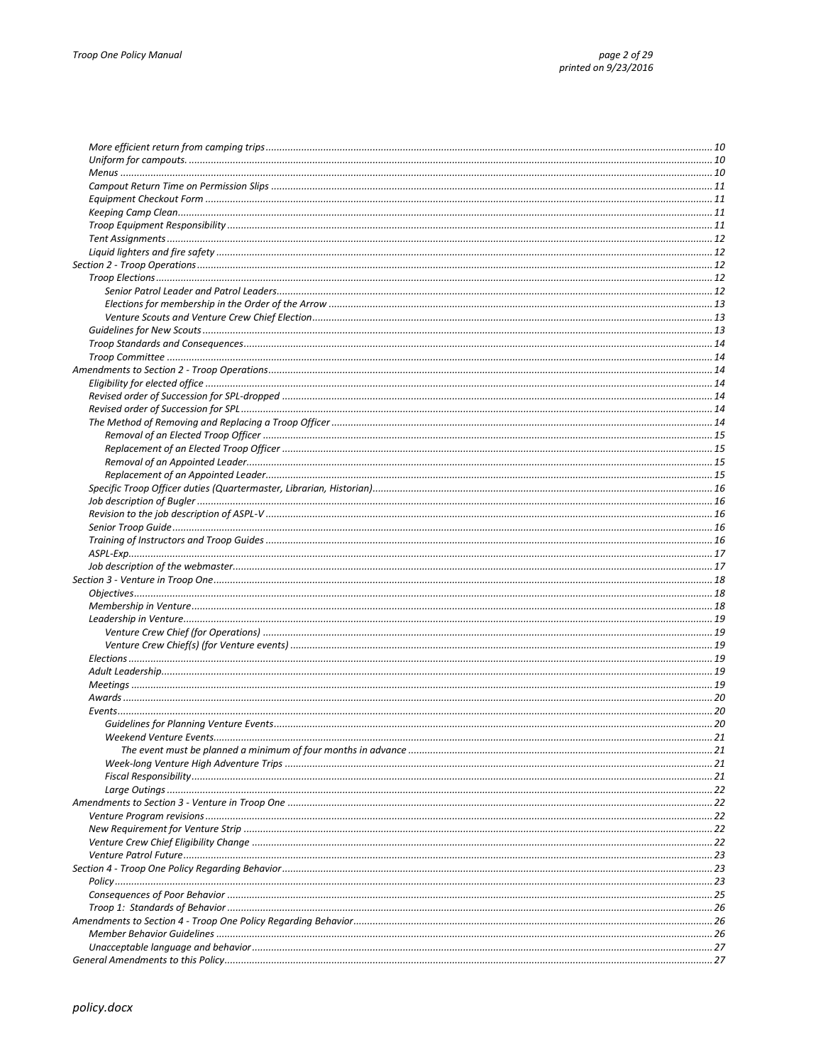- More efficient return from camping trips ..... 10
- Uniform for campouts. ..... 10
- Menus ..... 10
- Campout Return Time on Permission Slips ..... 11
- Equipment Checkout Form ..... 11
- Keeping Camp Clean ..... 11
- Troop Equipment Responsibility ..... 11
- Tent Assignments ..... 12
- Liquid lighters and fire safety ..... 12

Section 2 - Troop Operations ..... 12

- Troop Elections ..... 12
  - Senior Patrol Leader and Patrol Leaders ..... 12
  - Elections for membership in the Order of the Arrow ..... 13
  - Venture Scouts and Venture Crew Chief Election ..... 13
- Guidelines for New Scouts ..... 13
- Troop Standards and Consequences ..... 14
- Troop Committee ..... 14

Amendments to Section 2 - Troop Operations ..... 14

- Eligibility for elected office ..... 14
- Revised order of Succession for SPL-dropped ..... 14
- Revised order of Succession for SPL ..... 14
- The Method of Removing and Replacing a Troop Officer ..... 14
  - Removal of an Elected Troop Officer ..... 15
  - Replacement of an Elected Troop Officer ..... 15
  - Removal of an Appointed Leader ..... 15
  - Replacement of an Appointed Leader ..... 15
- Specific Troop Officer duties (Quartermaster, Librarian, Historian) ..... 16
- Job description of Bugler ..... 16
- Revision to the job description of ASPL-V ..... 16
- Senior Troop Guide ..... 16
- Training of Instructors and Troop Guides ..... 16
- ASPL-Exp ..... 17
- Job description of the webmaster ..... 17

Section 3 - Venture in Troop One ..... 18

- Objectives ..... 18
- Membership in Venture ..... 18
- Leadership in Venture ..... 19
  - Venture Crew Chief (for Operations) ..... 19
  - Venture Crew Chief(s) (for Venture events) ..... 19
- Elections ..... 19
- Adult Leadership ..... 19
- Meetings ..... 19
- Awards ..... 20
- Events ..... 20
  - Guidelines for Planning Venture Events ..... 20
  - Weekend Venture Events ..... 21
    - The event must be planned a minimum of four months in advance ..... 21
  - Week-long Venture High Adventure Trips ..... 21
  - Fiscal Responsibility ..... 21
  - Large Outings ..... 22

Amendments to Section 3 - Venture in Troop One ..... 22

- Venture Program revisions ..... 22
- New Requirement for Venture Strip ..... 22
- Venture Crew Chief Eligibility Change ..... 22
- Venture Patrol Future ..... 23

Section 4 - Troop One Policy Regarding Behavior ..... 23

- Policy ..... 23
- Consequences of Poor Behavior ..... 25
- Troop 1: Standards of Behavior ..... 26

Amendments to Section 4 - Troop One Policy Regarding Behavior ..... 26

- Member Behavior Guidelines ..... 26
- Unacceptable language and behavior ..... 27

General Amendments to this Policy ..... 27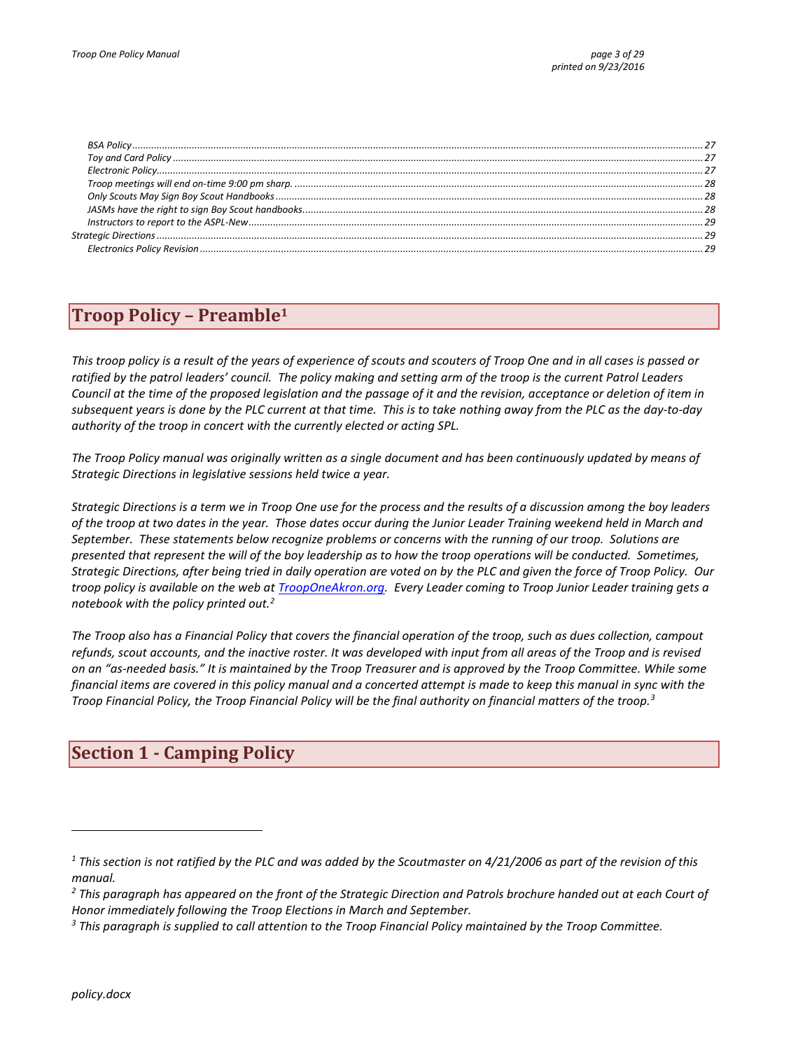- *BSA Policy* ........ 27
- *Toy and Card Policy* ........ 27
- *Electronic Policy* ........ 27
- *Troop meetings will end on-time 9:00 pm sharp.* ........ 28
- *Only Scouts May Sign Boy Scout Handbooks* ........ 28
- *JASMs have the right to sign Boy Scout handbooks.* ........ 28
- *Instructors to report to the ASPL-New* ........ 29

*Strategic Directions* ........ 29

- *Electronics Policy Revision* ........ 29

# Troop Policy – Preamble[1]

*This troop policy is a result of the years of experience of scouts and scouters of Troop One and in all cases is passed or ratified by the patrol leaders' council. The policy making and setting arm of the troop is the current Patrol Leaders Council at the time of the proposed legislation and the passage of it and the revision, acceptance or deletion of item in subsequent years is done by the PLC current at that time. This is to take nothing away from the PLC as the day-to-day authority of the troop in concert with the currently elected or acting SPL.*

*The Troop Policy manual was originally written as a single document and has been continuously updated by means of Strategic Directions in legislative sessions held twice a year.*

*Strategic Directions is a term we in Troop One use for the process and the results of a discussion among the boy leaders of the troop at two dates in the year. Those dates occur during the Junior Leader Training weekend held in March and September. These statements below recognize problems or concerns with the running of our troop. Solutions are presented that represent the will of the boy leadership as to how the troop operations will be conducted. Sometimes, Strategic Directions, after being tried in daily operation are voted on by the PLC and given the force of Troop Policy. Our troop policy is available on the web at TroopOneAkron.org. Every Leader coming to Troop Junior Leader training gets a notebook with the policy printed out.*[2]

*The Troop also has a Financial Policy that covers the financial operation of the troop, such as dues collection, campout refunds, scout accounts, and the inactive roster. It was developed with input from all areas of the Troop and is revised on an "as-needed basis." It is maintained by the Troop Treasurer and is approved by the Troop Committee. While some financial items are covered in this policy manual and a concerted attempt is made to keep this manual in sync with the Troop Financial Policy, the Troop Financial Policy will be the final authority on financial matters of the troop.*[3]

# Section 1 - Camping Policy

---

[1] *This section is not ratified by the PLC and was added by the Scoutmaster on 4/21/2006 as part of the revision of this manual.*

[2] *This paragraph has appeared on the front of the Strategic Direction and Patrols brochure handed out at each Court of Honor immediately following the Troop Elections in March and September.*

[3] *This paragraph is supplied to call attention to the Troop Financial Policy maintained by the Troop Committee.*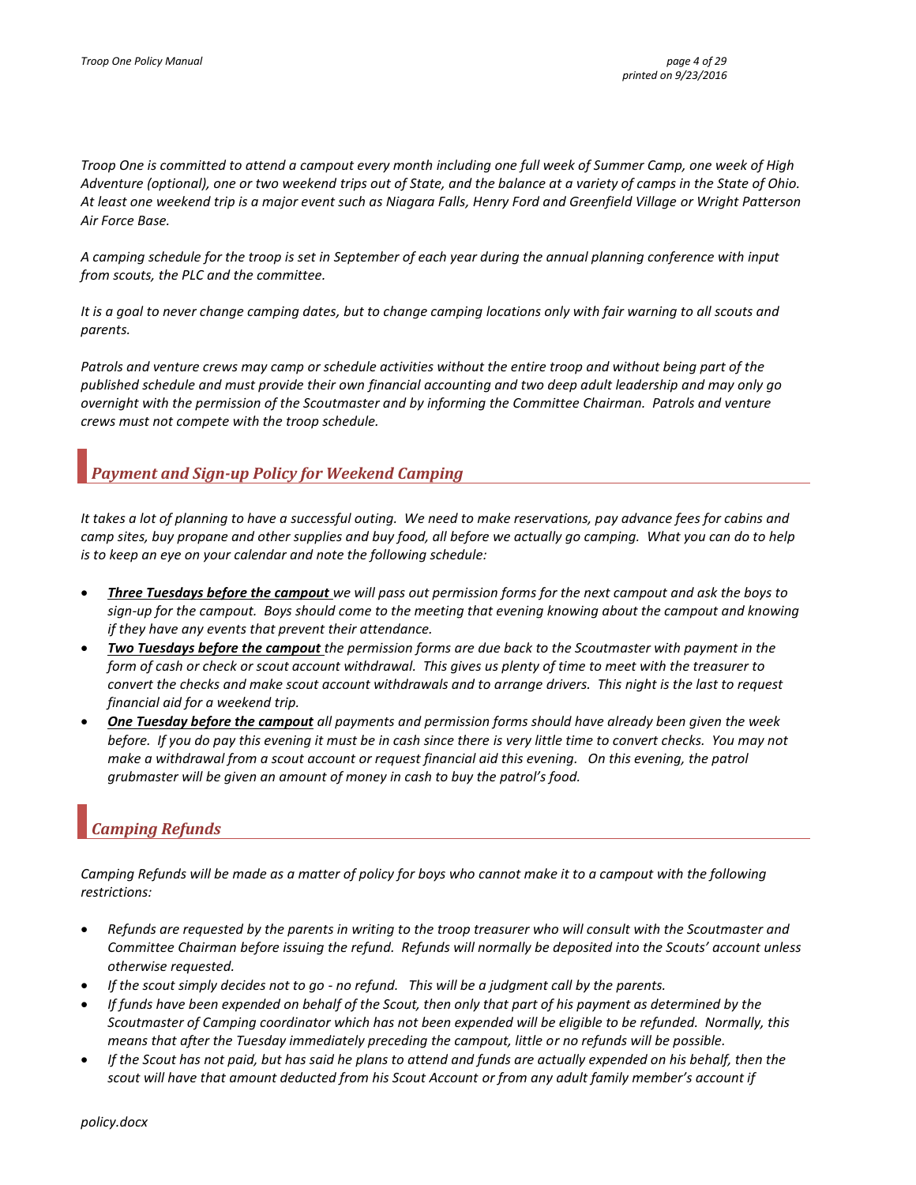*Troop One is committed to attend a campout every month including one full week of Summer Camp, one week of High Adventure (optional), one or two weekend trips out of State, and the balance at a variety of camps in the State of Ohio. At least one weekend trip is a major event such as Niagara Falls, Henry Ford and Greenfield Village or Wright Patterson Air Force Base.*

*A camping schedule for the troop is set in September of each year during the annual planning conference with input from scouts, the PLC and the committee.*

*It is a goal to never change camping dates, but to change camping locations only with fair warning to all scouts and parents.*

*Patrols and venture crews may camp or schedule activities without the entire troop and without being part of the published schedule and must provide their own financial accounting and two deep adult leadership and may only go overnight with the permission of the Scoutmaster and by informing the Committee Chairman. Patrols and venture crews must not compete with the troop schedule.*

## *Payment and Sign-up Policy for Weekend Camping*

*It takes a lot of planning to have a successful outing. We need to make reservations, pay advance fees for cabins and camp sites, buy propane and other supplies and buy food, all before we actually go camping. What you can do to help is to keep an eye on your calendar and note the following schedule:*

- ***<u>Three Tuesdays before the campout</u>*** *we will pass out permission forms for the next campout and ask the boys to sign-up for the campout. Boys should come to the meeting that evening knowing about the campout and knowing if they have any events that prevent their attendance.*
- ***<u>Two Tuesdays before the campout</u>*** *the permission forms are due back to the Scoutmaster with payment in the form of cash or check or scout account withdrawal. This gives us plenty of time to meet with the treasurer to convert the checks and make scout account withdrawals and to arrange drivers. This night is the last to request financial aid for a weekend trip.*
- ***<u>One Tuesday before the campout</u>*** *all payments and permission forms should have already been given the week before. If you do pay this evening it must be in cash since there is very little time to convert checks. You may not make a withdrawal from a scout account or request financial aid this evening. On this evening, the patrol grubmaster will be given an amount of money in cash to buy the patrol's food.*

## *Camping Refunds*

*Camping Refunds will be made as a matter of policy for boys who cannot make it to a campout with the following restrictions:*

- *Refunds are requested by the parents in writing to the troop treasurer who will consult with the Scoutmaster and Committee Chairman before issuing the refund. Refunds will normally be deposited into the Scouts' account unless otherwise requested.*
- *If the scout simply decides not to go - no refund. This will be a judgment call by the parents.*
- *If funds have been expended on behalf of the Scout, then only that part of his payment as determined by the Scoutmaster of Camping coordinator which has not been expended will be eligible to be refunded. Normally, this means that after the Tuesday immediately preceding the campout, little or no refunds will be possible.*
- *If the Scout has not paid, but has said he plans to attend and funds are actually expended on his behalf, then the scout will have that amount deducted from his Scout Account or from any adult family member's account if*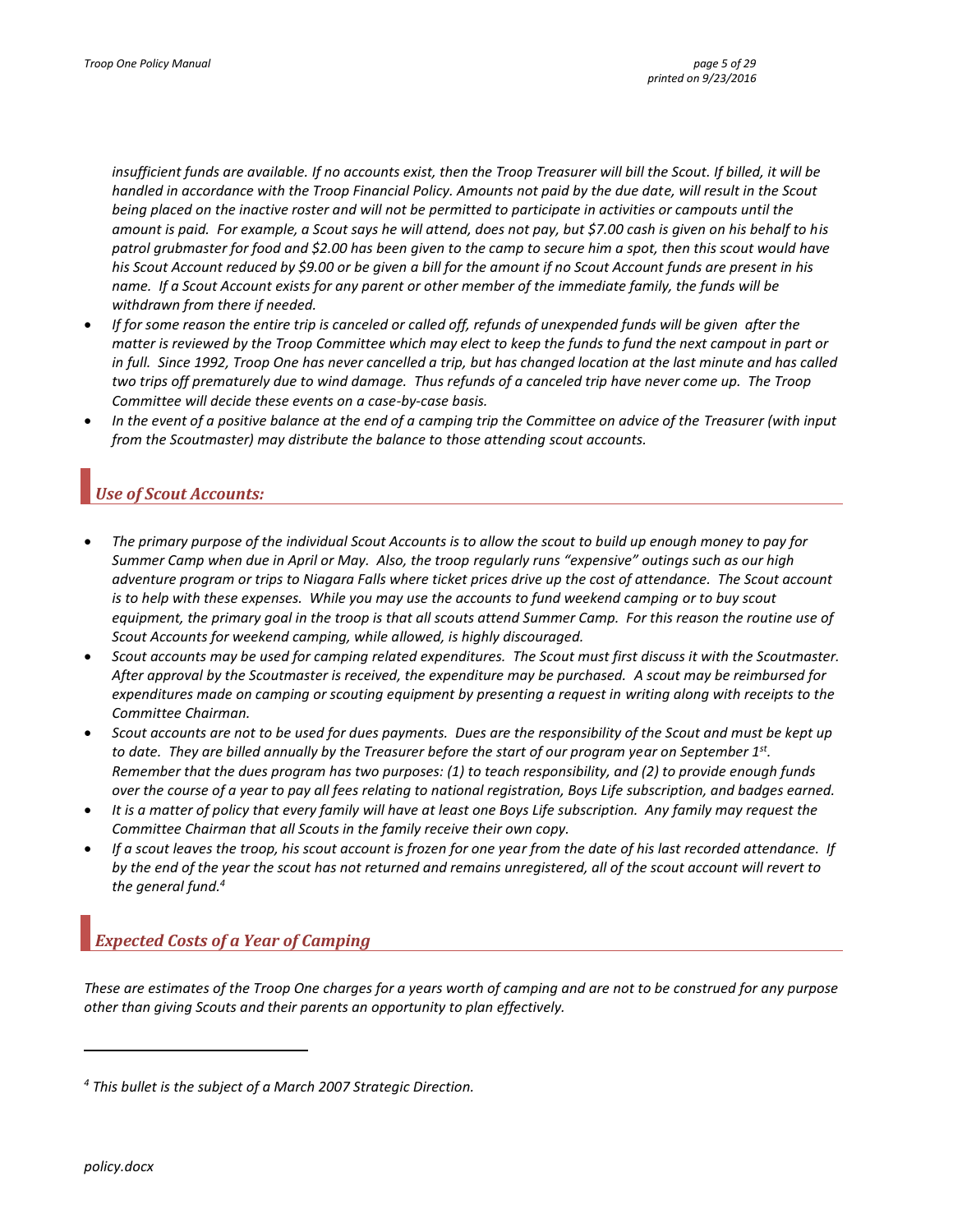*insufficient funds are available. If no accounts exist, then the Troop Treasurer will bill the Scout. If billed, it will be handled in accordance with the Troop Financial Policy. Amounts not paid by the due date, will result in the Scout being placed on the inactive roster and will not be permitted to participate in activities or campouts until the amount is paid. For example, a Scout says he will attend, does not pay, but $7.00 cash is given on his behalf to his patrol grubmaster for food and $2.00 has been given to the camp to secure him a spot, then this scout would have his Scout Account reduced by $9.00 or be given a bill for the amount if no Scout Account funds are present in his name. If a Scout Account exists for any parent or other member of the immediate family, the funds will be withdrawn from there if needed.*

- *If for some reason the entire trip is canceled or called off, refunds of unexpended funds will be given after the matter is reviewed by the Troop Committee which may elect to keep the funds to fund the next campout in part or in full. Since 1992, Troop One has never cancelled a trip, but has changed location at the last minute and has called two trips off prematurely due to wind damage. Thus refunds of a canceled trip have never come up. The Troop Committee will decide these events on a case-by-case basis.*
- *In the event of a positive balance at the end of a camping trip the Committee on advice of the Treasurer (with input from the Scoutmaster) may distribute the balance to those attending scout accounts.*

## *Use of Scout Accounts:*

- *The primary purpose of the individual Scout Accounts is to allow the scout to build up enough money to pay for Summer Camp when due in April or May. Also, the troop regularly runs "expensive" outings such as our high adventure program or trips to Niagara Falls where ticket prices drive up the cost of attendance. The Scout account is to help with these expenses. While you may use the accounts to fund weekend camping or to buy scout equipment, the primary goal in the troop is that all scouts attend Summer Camp. For this reason the routine use of Scout Accounts for weekend camping, while allowed, is highly discouraged.*
- *Scout accounts may be used for camping related expenditures. The Scout must first discuss it with the Scoutmaster. After approval by the Scoutmaster is received, the expenditure may be purchased. A scout may be reimbursed for expenditures made on camping or scouting equipment by presenting a request in writing along with receipts to the Committee Chairman.*
- *Scout accounts are not to be used for dues payments. Dues are the responsibility of the Scout and must be kept up to date. They are billed annually by the Treasurer before the start of our program year on September 1st. Remember that the dues program has two purposes: (1) to teach responsibility, and (2) to provide enough funds over the course of a year to pay all fees relating to national registration, Boys Life subscription, and badges earned.*
- *It is a matter of policy that every family will have at least one Boys Life subscription. Any family may request the Committee Chairman that all Scouts in the family receive their own copy.*
- *If a scout leaves the troop, his scout account is frozen for one year from the date of his last recorded attendance. If by the end of the year the scout has not returned and remains unregistered, all of the scout account will revert to the general fund.[4]*

## *Expected Costs of a Year of Camping*

*These are estimates of the Troop One charges for a years worth of camping and are not to be construed for any purpose other than giving Scouts and their parents an opportunity to plan effectively.*

---

[4] *This bullet is the subject of a March 2007 Strategic Direction.*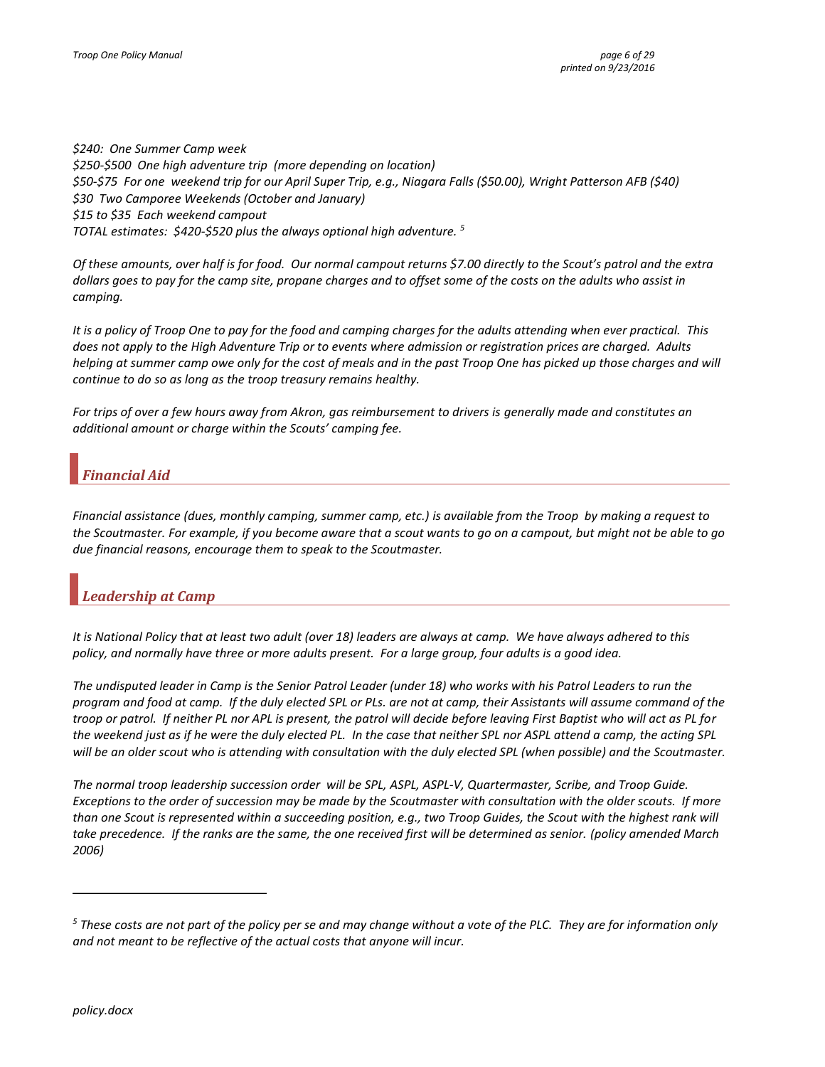*$240: One Summer Camp week*
*$250-$500 One high adventure trip (more depending on location)*
*$50-$75 For one weekend trip for our April Super Trip, e.g., Niagara Falls ($50.00), Wright Patterson AFB ($40)*
*$30 Two Camporee Weekends (October and January)*
*$15 to $35 Each weekend campout*
*TOTAL estimates: $420-$520 plus the always optional high adventure. [5]*

*Of these amounts, over half is for food. Our normal campout returns $7.00 directly to the Scout's patrol and the extra dollars goes to pay for the camp site, propane charges and to offset some of the costs on the adults who assist in camping.*

*It is a policy of Troop One to pay for the food and camping charges for the adults attending when ever practical. This does not apply to the High Adventure Trip or to events where admission or registration prices are charged. Adults helping at summer camp owe only for the cost of meals and in the past Troop One has picked up those charges and will continue to do so as long as the troop treasury remains healthy.*

*For trips of over a few hours away from Akron, gas reimbursement to drivers is generally made and constitutes an additional amount or charge within the Scouts' camping fee.*

## *Financial Aid*

*Financial assistance (dues, monthly camping, summer camp, etc.) is available from the Troop by making a request to the Scoutmaster. For example, if you become aware that a scout wants to go on a campout, but might not be able to go due financial reasons, encourage them to speak to the Scoutmaster.*

## *Leadership at Camp*

*It is National Policy that at least two adult (over 18) leaders are always at camp. We have always adhered to this policy, and normally have three or more adults present. For a large group, four adults is a good idea.*

*The undisputed leader in Camp is the Senior Patrol Leader (under 18) who works with his Patrol Leaders to run the program and food at camp. If the duly elected SPL or PLs. are not at camp, their Assistants will assume command of the troop or patrol. If neither PL nor APL is present, the patrol will decide before leaving First Baptist who will act as PL for the weekend just as if he were the duly elected PL. In the case that neither SPL nor ASPL attend a camp, the acting SPL will be an older scout who is attending with consultation with the duly elected SPL (when possible) and the Scoutmaster.*

*The normal troop leadership succession order will be SPL, ASPL, ASPL-V, Quartermaster, Scribe, and Troop Guide. Exceptions to the order of succession may be made by the Scoutmaster with consultation with the older scouts. If more than one Scout is represented within a succeeding position, e.g., two Troop Guides, the Scout with the highest rank will take precedence. If the ranks are the same, the one received first will be determined as senior. (policy amended March 2006)*

---

[5] *These costs are not part of the policy per se and may change without a vote of the PLC. They are for information only and not meant to be reflective of the actual costs that anyone will incur.*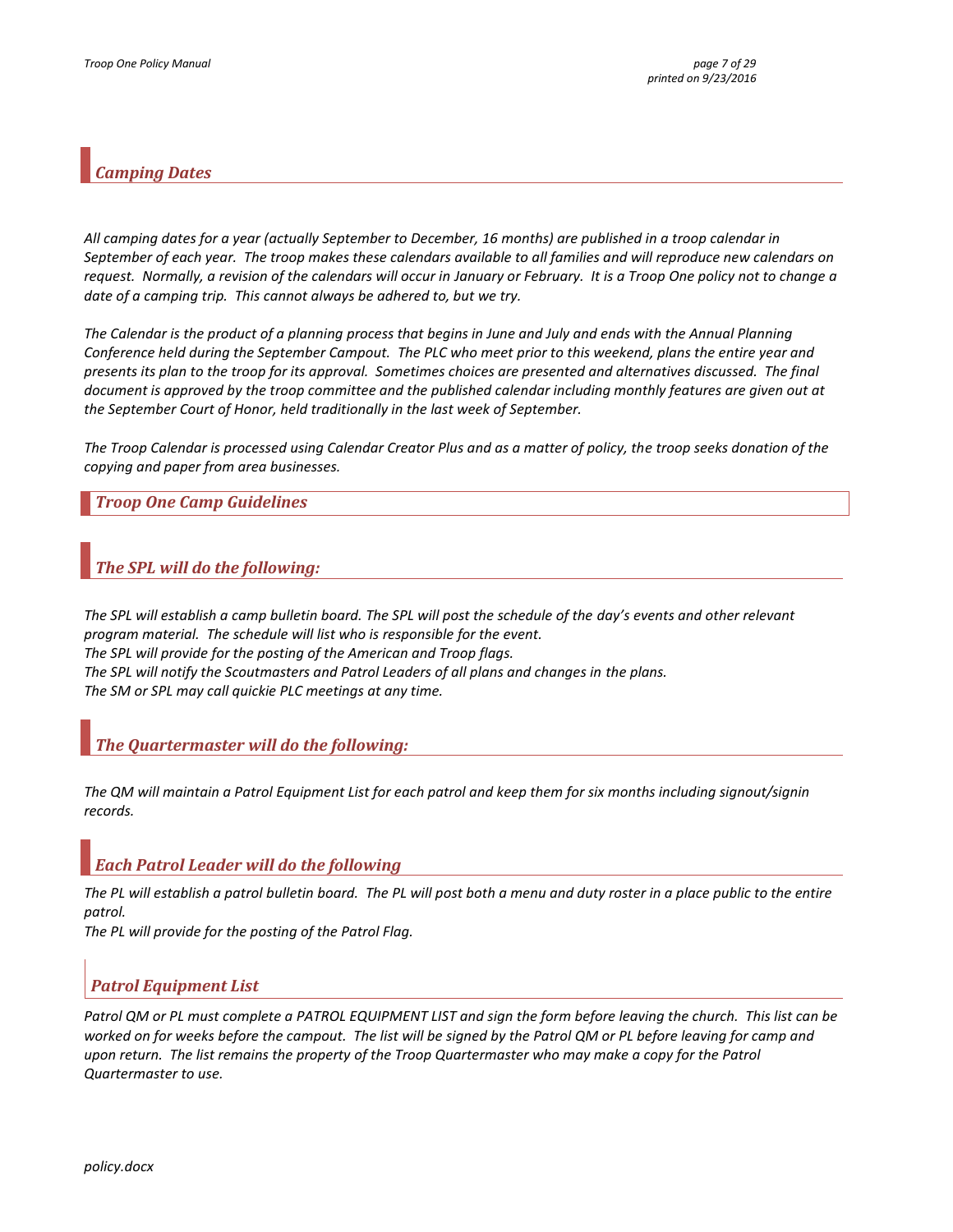## *Camping Dates*

*All camping dates for a year (actually September to December, 16 months) are published in a troop calendar in September of each year. The troop makes these calendars available to all families and will reproduce new calendars on request. Normally, a revision of the calendars will occur in January or February. It is a Troop One policy not to change a date of a camping trip. This cannot always be adhered to, but we try.*

*The Calendar is the product of a planning process that begins in June and July and ends with the Annual Planning Conference held during the September Campout. The PLC who meet prior to this weekend, plans the entire year and presents its plan to the troop for its approval. Sometimes choices are presented and alternatives discussed. The final document is approved by the troop committee and the published calendar including monthly features are given out at the September Court of Honor, held traditionally in the last week of September.*

*The Troop Calendar is processed using Calendar Creator Plus and as a matter of policy, the troop seeks donation of the copying and paper from area businesses.*

## *Troop One Camp Guidelines*

### *The SPL will do the following:*

*The SPL will establish a camp bulletin board. The SPL will post the schedule of the day's events and other relevant program material. The schedule will list who is responsible for the event.*
*The SPL will provide for the posting of the American and Troop flags.*
*The SPL will notify the Scoutmasters and Patrol Leaders of all plans and changes in the plans.*
*The SM or SPL may call quickie PLC meetings at any time.*

### *The Quartermaster will do the following:*

*The QM will maintain a Patrol Equipment List for each patrol and keep them for six months including signout/signin records.*

### *Each Patrol Leader will do the following*

*The PL will establish a patrol bulletin board. The PL will post both a menu and duty roster in a place public to the entire patrol.*
*The PL will provide for the posting of the Patrol Flag.*

### *Patrol Equipment List*

*Patrol QM or PL must complete a PATROL EQUIPMENT LIST and sign the form before leaving the church. This list can be worked on for weeks before the campout. The list will be signed by the Patrol QM or PL before leaving for camp and upon return. The list remains the property of the Troop Quartermaster who may make a copy for the Patrol Quartermaster to use.*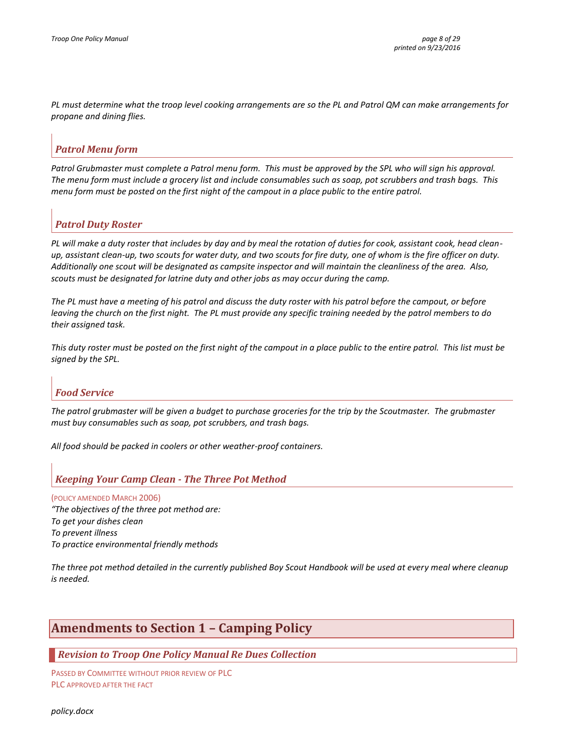*PL must determine what the troop level cooking arrangements are so the PL and Patrol QM can make arrangements for propane and dining flies.*

### *Patrol Menu form*

*Patrol Grubmaster must complete a Patrol menu form. This must be approved by the SPL who will sign his approval. The menu form must include a grocery list and include consumables such as soap, pot scrubbers and trash bags. This menu form must be posted on the first night of the campout in a place public to the entire patrol.*

### *Patrol Duty Roster*

*PL will make a duty roster that includes by day and by meal the rotation of duties for cook, assistant cook, head clean-up, assistant clean-up, two scouts for water duty, and two scouts for fire duty, one of whom is the fire officer on duty. Additionally one scout will be designated as campsite inspector and will maintain the cleanliness of the area. Also, scouts must be designated for latrine duty and other jobs as may occur during the camp.*

*The PL must have a meeting of his patrol and discuss the duty roster with his patrol before the campout, or before leaving the church on the first night. The PL must provide any specific training needed by the patrol members to do their assigned task.*

*This duty roster must be posted on the first night of the campout in a place public to the entire patrol. This list must be signed by the SPL.*

### *Food Service*

*The patrol grubmaster will be given a budget to purchase groceries for the trip by the Scoutmaster. The grubmaster must buy consumables such as soap, pot scrubbers, and trash bags.*

*All food should be packed in coolers or other weather-proof containers.*

### *Keeping Your Camp Clean - The Three Pot Method*

(POLICY AMENDED MARCH 2006)

*"The objectives of the three pot method are:*
*To get your dishes clean*
*To prevent illness*
*To practice environmental friendly methods*

*The three pot method detailed in the currently published Boy Scout Handbook will be used at every meal where cleanup is needed.*

# Amendments to Section 1 – Camping Policy

## *Revision to Troop One Policy Manual Re Dues Collection*

PASSED BY COMMITTEE WITHOUT PRIOR REVIEW OF PLC
PLC APPROVED AFTER THE FACT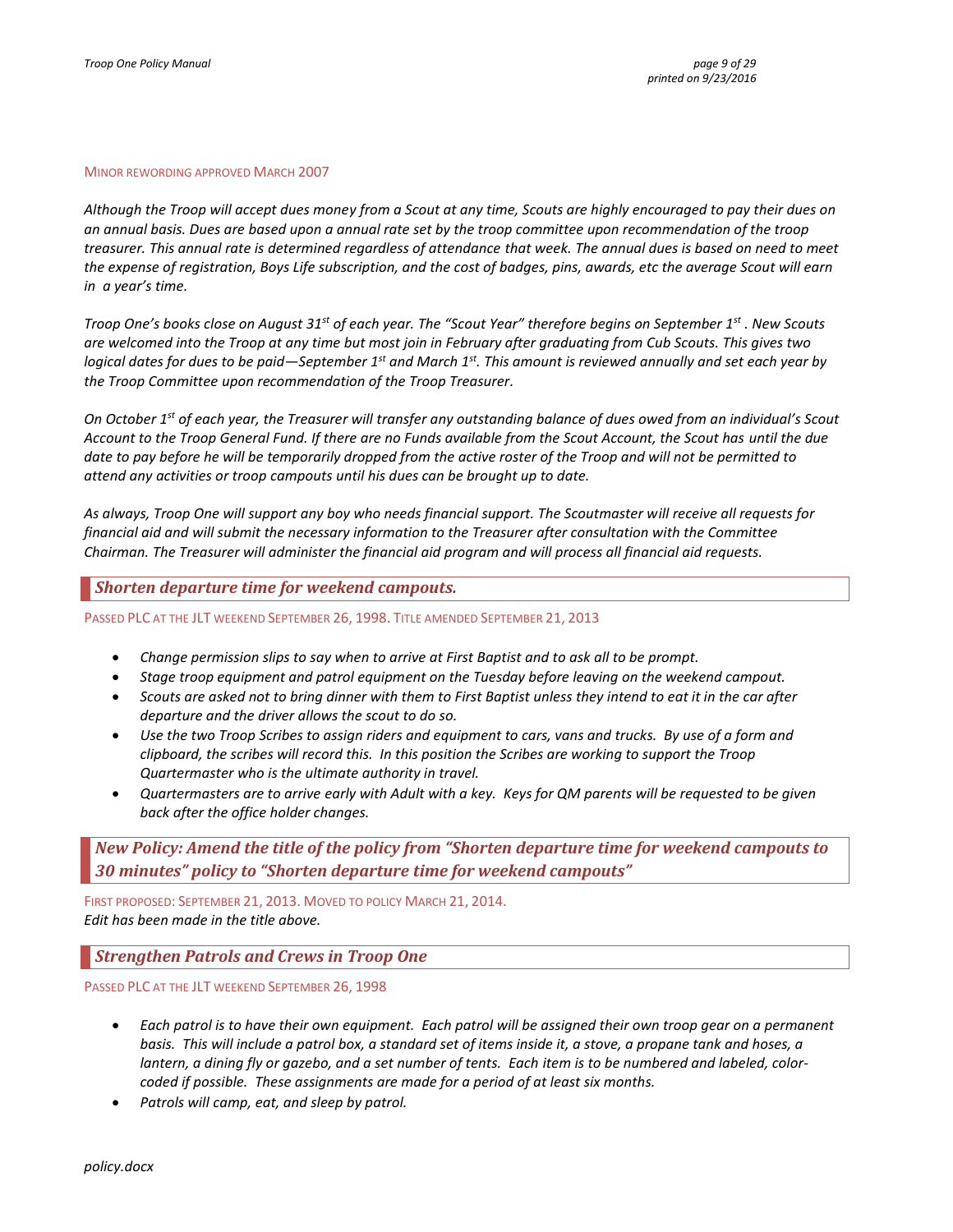MINOR REWORDING APPROVED MARCH 2007

*Although the Troop will accept dues money from a Scout at any time, Scouts are highly encouraged to pay their dues on an annual basis. Dues are based upon a annual rate set by the troop committee upon recommendation of the troop treasurer. This annual rate is determined regardless of attendance that week. The annual dues is based on need to meet the expense of registration, Boys Life subscription, and the cost of badges, pins, awards, etc the average Scout will earn in a year's time.*

*Troop One's books close on August 31st of each year. The "Scout Year" therefore begins on September 1st. New Scouts are welcomed into the Troop at any time but most join in February after graduating from Cub Scouts. This gives two logical dates for dues to be paid—September 1st and March 1st. This amount is reviewed annually and set each year by the Troop Committee upon recommendation of the Troop Treasurer.*

*On October 1st of each year, the Treasurer will transfer any outstanding balance of dues owed from an individual's Scout Account to the Troop General Fund. If there are no Funds available from the Scout Account, the Scout has until the due date to pay before he will be temporarily dropped from the active roster of the Troop and will not be permitted to attend any activities or troop campouts until his dues can be brought up to date.*

*As always, Troop One will support any boy who needs financial support. The Scoutmaster will receive all requests for financial aid and will submit the necessary information to the Treasurer after consultation with the Committee Chairman. The Treasurer will administer the financial aid program and will process all financial aid requests.*

## *Shorten departure time for weekend campouts.*

PASSED PLC AT THE JLT WEEKEND SEPTEMBER 26, 1998. TITLE AMENDED SEPTEMBER 21, 2013

- *Change permission slips to say when to arrive at First Baptist and to ask all to be prompt.*
- *Stage troop equipment and patrol equipment on the Tuesday before leaving on the weekend campout.*
- *Scouts are asked not to bring dinner with them to First Baptist unless they intend to eat it in the car after departure and the driver allows the scout to do so.*
- *Use the two Troop Scribes to assign riders and equipment to cars, vans and trucks. By use of a form and clipboard, the scribes will record this. In this position the Scribes are working to support the Troop Quartermaster who is the ultimate authority in travel.*
- *Quartermasters are to arrive early with Adult with a key. Keys for QM parents will be requested to be given back after the office holder changes.*

## *New Policy: Amend the title of the policy from "Shorten departure time for weekend campouts to 30 minutes" policy to "Shorten departure time for weekend campouts"*

FIRST PROPOSED: SEPTEMBER 21, 2013. MOVED TO POLICY MARCH 21, 2014.
*Edit has been made in the title above.*

## *Strengthen Patrols and Crews in Troop One*

PASSED PLC AT THE JLT WEEKEND SEPTEMBER 26, 1998

- *Each patrol is to have their own equipment. Each patrol will be assigned their own troop gear on a permanent basis. This will include a patrol box, a standard set of items inside it, a stove, a propane tank and hoses, a lantern, a dining fly or gazebo, and a set number of tents. Each item is to be numbered and labeled, color-coded if possible. These assignments are made for a period of at least six months.*
- *Patrols will camp, eat, and sleep by patrol.*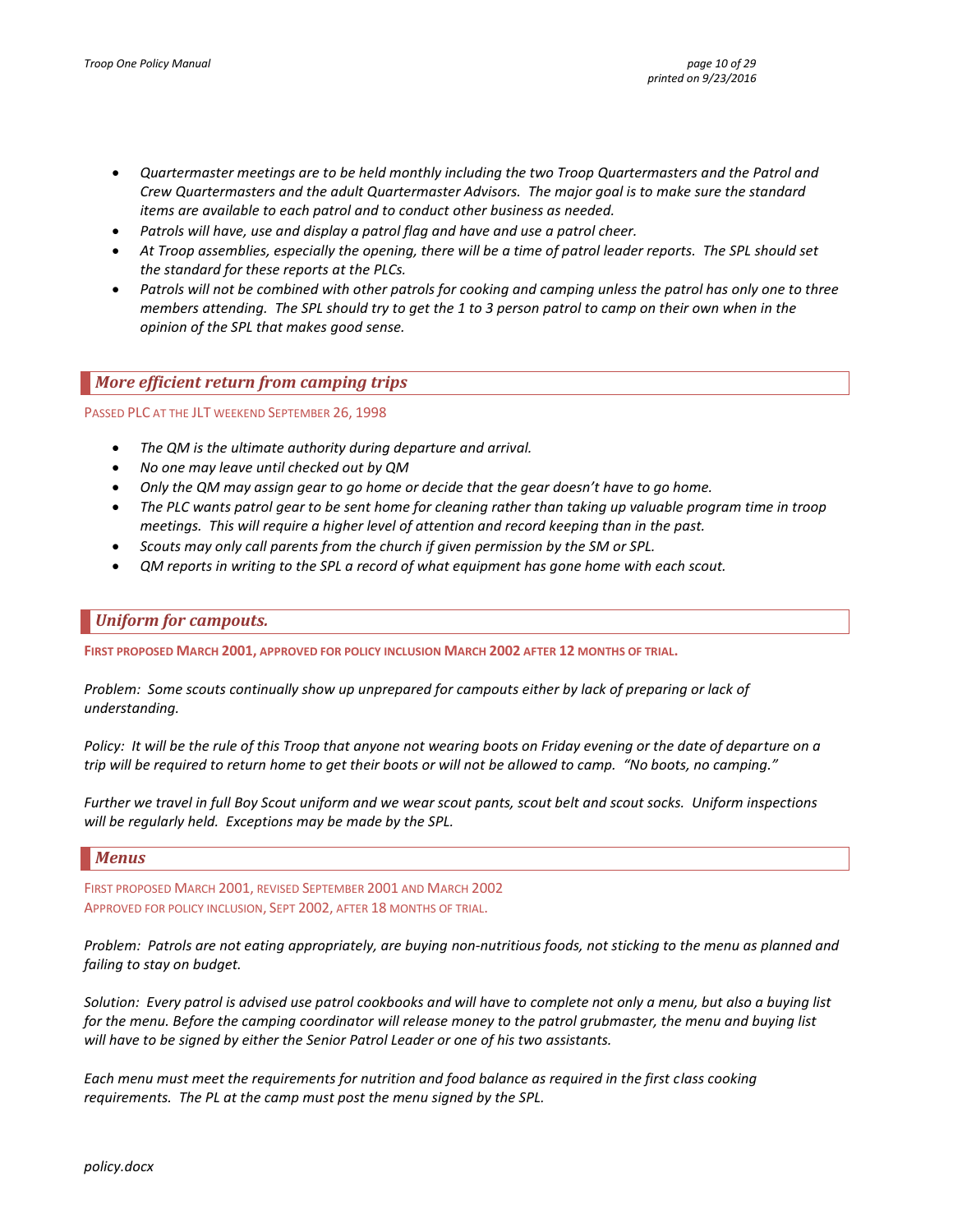- *Quartermaster meetings are to be held monthly including the two Troop Quartermasters and the Patrol and Crew Quartermasters and the adult Quartermaster Advisors. The major goal is to make sure the standard items are available to each patrol and to conduct other business as needed.*
- *Patrols will have, use and display a patrol flag and have and use a patrol cheer.*
- *At Troop assemblies, especially the opening, there will be a time of patrol leader reports. The SPL should set the standard for these reports at the PLCs.*
- *Patrols will not be combined with other patrols for cooking and camping unless the patrol has only one to three members attending. The SPL should try to get the 1 to 3 person patrol to camp on their own when in the opinion of the SPL that makes good sense.*

## *More efficient return from camping trips*

PASSED PLC AT THE JLT WEEKEND SEPTEMBER 26, 1998

- *The QM is the ultimate authority during departure and arrival.*
- *No one may leave until checked out by QM*
- *Only the QM may assign gear to go home or decide that the gear doesn't have to go home.*
- *The PLC wants patrol gear to be sent home for cleaning rather than taking up valuable program time in troop meetings. This will require a higher level of attention and record keeping than in the past.*
- *Scouts may only call parents from the church if given permission by the SM or SPL.*
- *QM reports in writing to the SPL a record of what equipment has gone home with each scout.*

## *Uniform for campouts.*

**FIRST PROPOSED MARCH 2001, APPROVED FOR POLICY INCLUSION MARCH 2002 AFTER 12 MONTHS OF TRIAL.**

*Problem: Some scouts continually show up unprepared for campouts either by lack of preparing or lack of understanding.*

*Policy: It will be the rule of this Troop that anyone not wearing boots on Friday evening or the date of departure on a trip will be required to return home to get their boots or will not be allowed to camp. "No boots, no camping."*

*Further we travel in full Boy Scout uniform and we wear scout pants, scout belt and scout socks. Uniform inspections will be regularly held. Exceptions may be made by the SPL.*

## *Menus*

FIRST PROPOSED MARCH 2001, REVISED SEPTEMBER 2001 AND MARCH 2002
APPROVED FOR POLICY INCLUSION, SEPT 2002, AFTER 18 MONTHS OF TRIAL.

*Problem: Patrols are not eating appropriately, are buying non-nutritious foods, not sticking to the menu as planned and failing to stay on budget.*

*Solution: Every patrol is advised use patrol cookbooks and will have to complete not only a menu, but also a buying list for the menu. Before the camping coordinator will release money to the patrol grubmaster, the menu and buying list will have to be signed by either the Senior Patrol Leader or one of his two assistants.*

*Each menu must meet the requirements for nutrition and food balance as required in the first class cooking requirements. The PL at the camp must post the menu signed by the SPL.*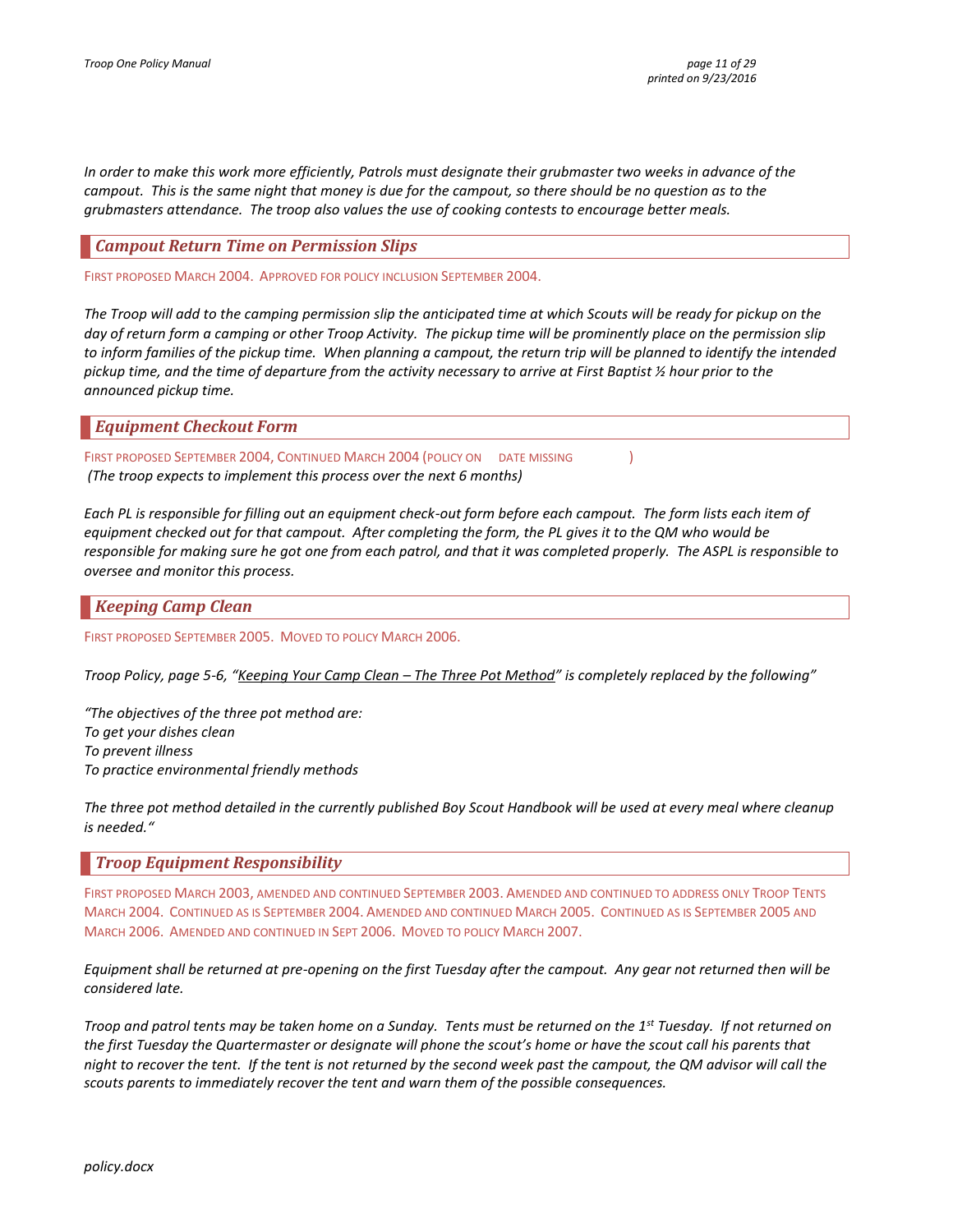*In order to make this work more efficiently, Patrols must designate their grubmaster two weeks in advance of the campout. This is the same night that money is due for the campout, so there should be no question as to the grubmasters attendance. The troop also values the use of cooking contests to encourage better meals.*

## *Campout Return Time on Permission Slips*

FIRST PROPOSED MARCH 2004. APPROVED FOR POLICY INCLUSION SEPTEMBER 2004.

*The Troop will add to the camping permission slip the anticipated time at which Scouts will be ready for pickup on the day of return form a camping or other Troop Activity. The pickup time will be prominently place on the permission slip to inform families of the pickup time. When planning a campout, the return trip will be planned to identify the intended pickup time, and the time of departure from the activity necessary to arrive at First Baptist ½ hour prior to the announced pickup time.*

## *Equipment Checkout Form*

FIRST PROPOSED SEPTEMBER 2004, CONTINUED MARCH 2004 (POLICY ON DATE MISSING )
*(The troop expects to implement this process over the next 6 months)*

*Each PL is responsible for filling out an equipment check-out form before each campout. The form lists each item of equipment checked out for that campout. After completing the form, the PL gives it to the QM who would be responsible for making sure he got one from each patrol, and that it was completed properly. The ASPL is responsible to oversee and monitor this process.*

## *Keeping Camp Clean*

FIRST PROPOSED SEPTEMBER 2005. MOVED TO POLICY MARCH 2006.

*Troop Policy, page 5-6, "Keeping Your Camp Clean – The Three Pot Method" is completely replaced by the following"*

*"The objectives of the three pot method are:*
*To get your dishes clean*
*To prevent illness*
*To practice environmental friendly methods*

*The three pot method detailed in the currently published Boy Scout Handbook will be used at every meal where cleanup is needed."*

## *Troop Equipment Responsibility*

FIRST PROPOSED MARCH 2003, AMENDED AND CONTINUED SEPTEMBER 2003. AMENDED AND CONTINUED TO ADDRESS ONLY TROOP TENTS MARCH 2004. CONTINUED AS IS SEPTEMBER 2004. AMENDED AND CONTINUED MARCH 2005. CONTINUED AS IS SEPTEMBER 2005 AND MARCH 2006. AMENDED AND CONTINUED IN SEPT 2006. MOVED TO POLICY MARCH 2007.

*Equipment shall be returned at pre-opening on the first Tuesday after the campout. Any gear not returned then will be considered late.*

*Troop and patrol tents may be taken home on a Sunday. Tents must be returned on the 1st Tuesday. If not returned on the first Tuesday the Quartermaster or designate will phone the scout's home or have the scout call his parents that night to recover the tent. If the tent is not returned by the second week past the campout, the QM advisor will call the scouts parents to immediately recover the tent and warn them of the possible consequences.*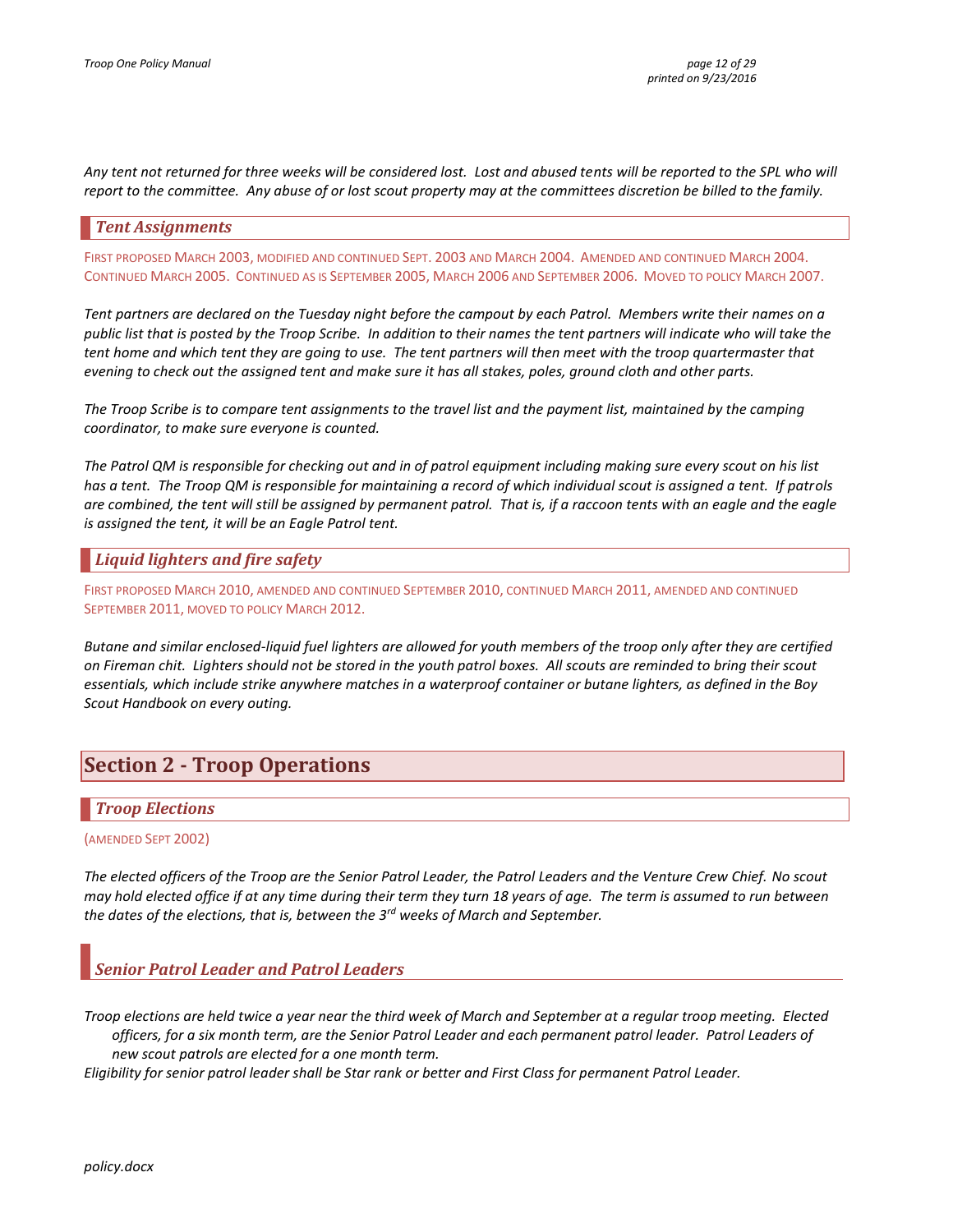*Any tent not returned for three weeks will be considered lost. Lost and abused tents will be reported to the SPL who will report to the committee. Any abuse of or lost scout property may at the committees discretion be billed to the family.*

### *Tent Assignments*

FIRST PROPOSED MARCH 2003, MODIFIED AND CONTINUED SEPT. 2003 AND MARCH 2004. AMENDED AND CONTINUED MARCH 2004. CONTINUED MARCH 2005. CONTINUED AS IS SEPTEMBER 2005, MARCH 2006 AND SEPTEMBER 2006. MOVED TO POLICY MARCH 2007.

*Tent partners are declared on the Tuesday night before the campout by each Patrol. Members write their names on a public list that is posted by the Troop Scribe. In addition to their names the tent partners will indicate who will take the tent home and which tent they are going to use. The tent partners will then meet with the troop quartermaster that evening to check out the assigned tent and make sure it has all stakes, poles, ground cloth and other parts.*

*The Troop Scribe is to compare tent assignments to the travel list and the payment list, maintained by the camping coordinator, to make sure everyone is counted.*

*The Patrol QM is responsible for checking out and in of patrol equipment including making sure every scout on his list has a tent. The Troop QM is responsible for maintaining a record of which individual scout is assigned a tent. If patrols are combined, the tent will still be assigned by permanent patrol. That is, if a raccoon tents with an eagle and the eagle is assigned the tent, it will be an Eagle Patrol tent.*

### *Liquid lighters and fire safety*

FIRST PROPOSED MARCH 2010, AMENDED AND CONTINUED SEPTEMBER 2010, CONTINUED MARCH 2011, AMENDED AND CONTINUED SEPTEMBER 2011, MOVED TO POLICY MARCH 2012.

*Butane and similar enclosed-liquid fuel lighters are allowed for youth members of the troop only after they are certified on Fireman chit. Lighters should not be stored in the youth patrol boxes. All scouts are reminded to bring their scout essentials, which include strike anywhere matches in a waterproof container or butane lighters, as defined in the Boy Scout Handbook on every outing.*

## Section 2 - Troop Operations

### *Troop Elections*

(AMENDED SEPT 2002)

*The elected officers of the Troop are the Senior Patrol Leader, the Patrol Leaders and the Venture Crew Chief. No scout may hold elected office if at any time during their term they turn 18 years of age. The term is assumed to run between the dates of the elections, that is, between the 3rd weeks of March and September.*

### *Senior Patrol Leader and Patrol Leaders*

*Troop elections are held twice a year near the third week of March and September at a regular troop meeting. Elected officers, for a six month term, are the Senior Patrol Leader and each permanent patrol leader. Patrol Leaders of new scout patrols are elected for a one month term.*

*Eligibility for senior patrol leader shall be Star rank or better and First Class for permanent Patrol Leader.*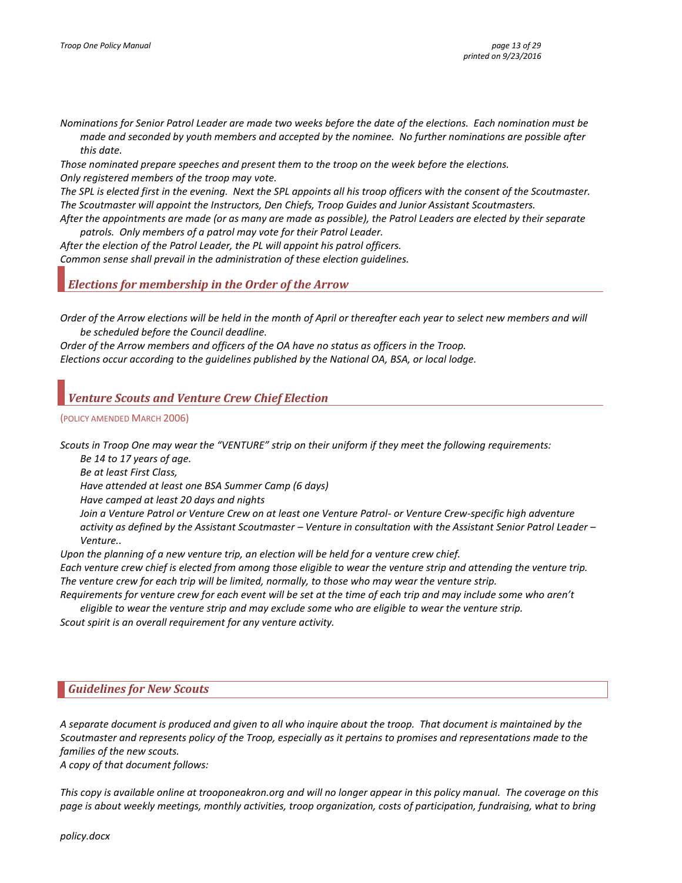*Nominations for Senior Patrol Leader are made two weeks before the date of the elections. Each nomination must be made and seconded by youth members and accepted by the nominee. No further nominations are possible after this date.*

*Those nominated prepare speeches and present them to the troop on the week before the elections.*

*Only registered members of the troop may vote.*

*The SPL is elected first in the evening. Next the SPL appoints all his troop officers with the consent of the Scoutmaster.*

*The Scoutmaster will appoint the Instructors, Den Chiefs, Troop Guides and Junior Assistant Scoutmasters.*

*After the appointments are made (or as many are made as possible), the Patrol Leaders are elected by their separate patrols. Only members of a patrol may vote for their Patrol Leader.*

*After the election of the Patrol Leader, the PL will appoint his patrol officers.*

*Common sense shall prevail in the administration of these election guidelines.*

## *Elections for membership in the Order of the Arrow*

*Order of the Arrow elections will be held in the month of April or thereafter each year to select new members and will be scheduled before the Council deadline.*

*Order of the Arrow members and officers of the OA have no status as officers in the Troop.*

*Elections occur according to the guidelines published by the National OA, BSA, or local lodge.*

## *Venture Scouts and Venture Crew Chief Election*

(POLICY AMENDED MARCH 2006)

*Scouts in Troop One may wear the "VENTURE" strip on their uniform if they meet the following requirements:*

*Be 14 to 17 years of age.*

*Be at least First Class,*

*Have attended at least one BSA Summer Camp (6 days)*

*Have camped at least 20 days and nights*

*Join a Venture Patrol or Venture Crew on at least one Venture Patrol- or Venture Crew-specific high adventure activity as defined by the Assistant Scoutmaster – Venture in consultation with the Assistant Senior Patrol Leader – Venture..*

*Upon the planning of a new venture trip, an election will be held for a venture crew chief.*

*Each venture crew chief is elected from among those eligible to wear the venture strip and attending the venture trip.*

*The venture crew for each trip will be limited, normally, to those who may wear the venture strip.*

*Requirements for venture crew for each event will be set at the time of each trip and may include some who aren't eligible to wear the venture strip and may exclude some who are eligible to wear the venture strip.*

*Scout spirit is an overall requirement for any venture activity.*

## *Guidelines for New Scouts*

*A separate document is produced and given to all who inquire about the troop. That document is maintained by the Scoutmaster and represents policy of the Troop, especially as it pertains to promises and representations made to the families of the new scouts.*

*A copy of that document follows:*

*This copy is available online at trooponeakron.org and will no longer appear in this policy manual. The coverage on this page is about weekly meetings, monthly activities, troop organization, costs of participation, fundraising, what to bring*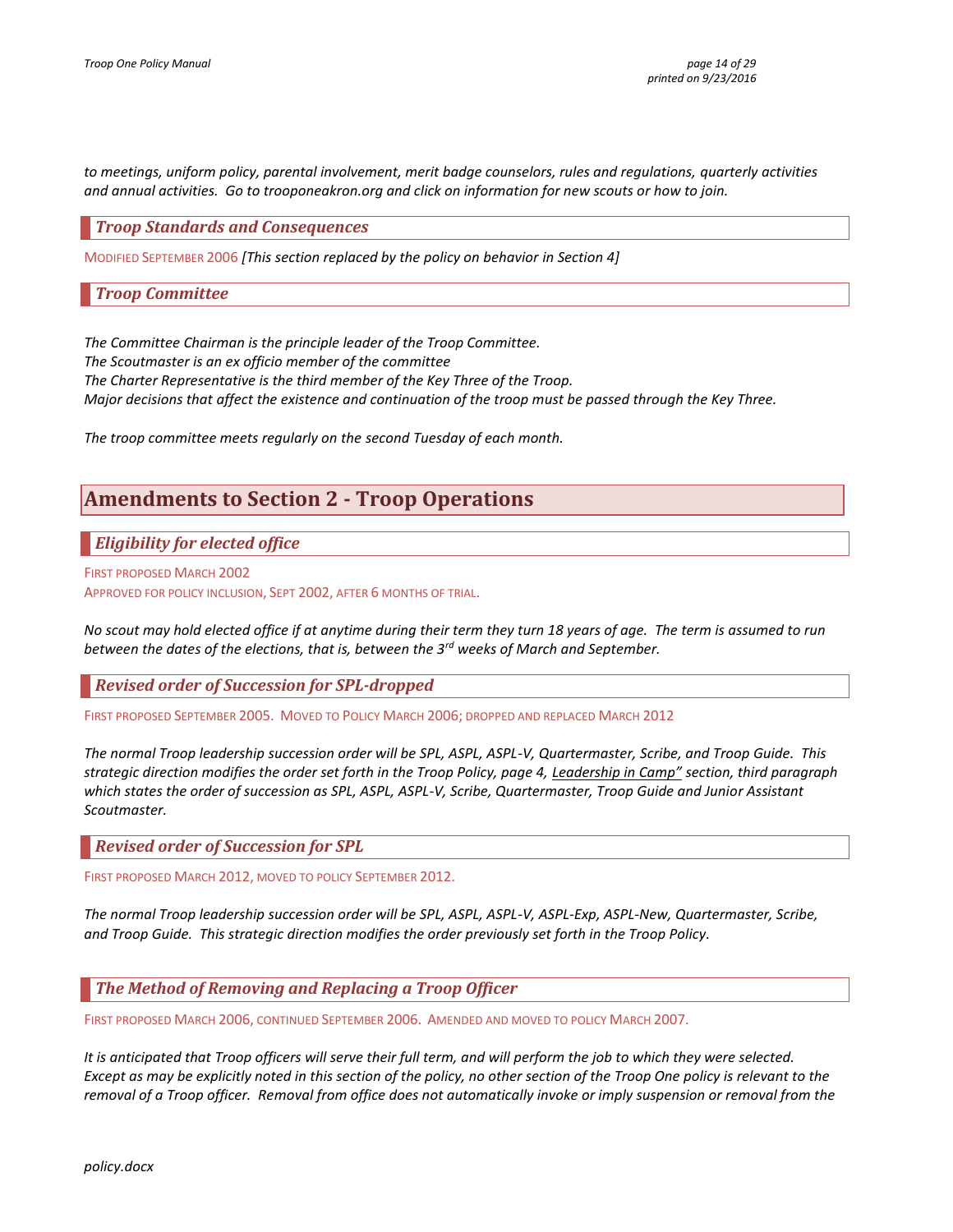*to meetings, uniform policy, parental involvement, merit badge counselors, rules and regulations, quarterly activities and annual activities. Go to trooponeakron.org and click on information for new scouts or how to join.*

### *Troop Standards and Consequences*

MODIFIED SEPTEMBER 2006 *[This section replaced by the policy on behavior in Section 4]*

### *Troop Committee*

*The Committee Chairman is the principle leader of the Troop Committee.*
*The Scoutmaster is an ex officio member of the committee*
*The Charter Representative is the third member of the Key Three of the Troop.*
*Major decisions that affect the existence and continuation of the troop must be passed through the Key Three.*

*The troop committee meets regularly on the second Tuesday of each month.*

## Amendments to Section 2 - Troop Operations

### *Eligibility for elected office*

FIRST PROPOSED MARCH 2002
APPROVED FOR POLICY INCLUSION, SEPT 2002, AFTER 6 MONTHS OF TRIAL.

*No scout may hold elected office if at anytime during their term they turn 18 years of age. The term is assumed to run between the dates of the elections, that is, between the 3rd weeks of March and September.*

### *Revised order of Succession for SPL-dropped*

FIRST PROPOSED SEPTEMBER 2005. MOVED TO POLICY MARCH 2006; DROPPED AND REPLACED MARCH 2012

*The normal Troop leadership succession order will be SPL, ASPL, ASPL-V, Quartermaster, Scribe, and Troop Guide. This strategic direction modifies the order set forth in the Troop Policy, page 4, Leadership in Camp" section, third paragraph which states the order of succession as SPL, ASPL, ASPL-V, Scribe, Quartermaster, Troop Guide and Junior Assistant Scoutmaster.*

### *Revised order of Succession for SPL*

FIRST PROPOSED MARCH 2012, MOVED TO POLICY SEPTEMBER 2012.

*The normal Troop leadership succession order will be SPL, ASPL, ASPL-V, ASPL-Exp, ASPL-New, Quartermaster, Scribe, and Troop Guide. This strategic direction modifies the order previously set forth in the Troop Policy.*

### *The Method of Removing and Replacing a Troop Officer*

FIRST PROPOSED MARCH 2006, CONTINUED SEPTEMBER 2006. AMENDED AND MOVED TO POLICY MARCH 2007.

*It is anticipated that Troop officers will serve their full term, and will perform the job to which they were selected. Except as may be explicitly noted in this section of the policy, no other section of the Troop One policy is relevant to the removal of a Troop officer. Removal from office does not automatically invoke or imply suspension or removal from the*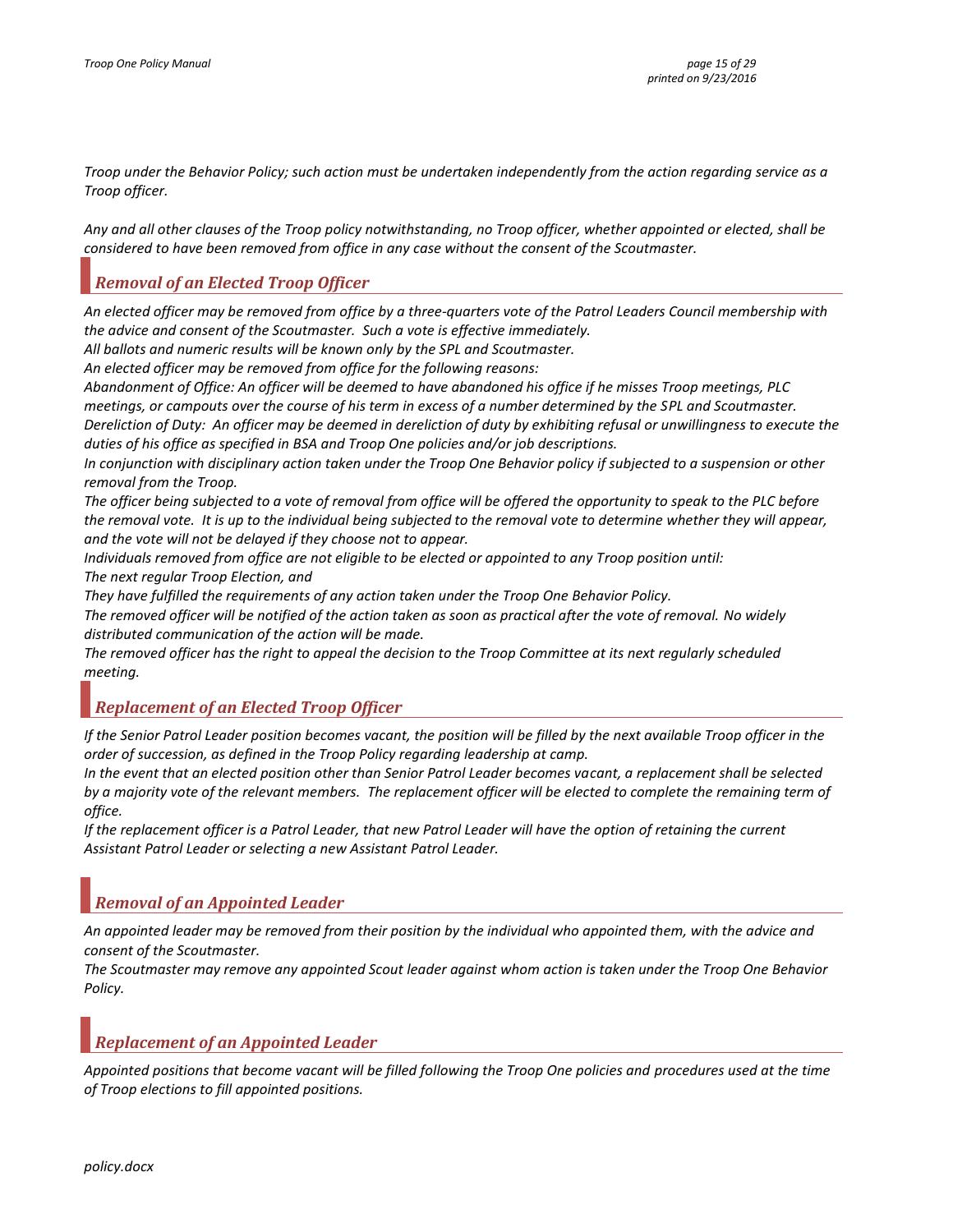*Troop under the Behavior Policy; such action must be undertaken independently from the action regarding service as a Troop officer.*

*Any and all other clauses of the Troop policy notwithstanding, no Troop officer, whether appointed or elected, shall be considered to have been removed from office in any case without the consent of the Scoutmaster.*

## *Removal of an Elected Troop Officer*

*An elected officer may be removed from office by a three-quarters vote of the Patrol Leaders Council membership with the advice and consent of the Scoutmaster. Such a vote is effective immediately.*

*All ballots and numeric results will be known only by the SPL and Scoutmaster.*

*An elected officer may be removed from office for the following reasons:*

*Abandonment of Office: An officer will be deemed to have abandoned his office if he misses Troop meetings, PLC meetings, or campouts over the course of his term in excess of a number determined by the SPL and Scoutmaster.*

*Dereliction of Duty: An officer may be deemed in dereliction of duty by exhibiting refusal or unwillingness to execute the duties of his office as specified in BSA and Troop One policies and/or job descriptions.*

*In conjunction with disciplinary action taken under the Troop One Behavior policy if subjected to a suspension or other removal from the Troop.*

*The officer being subjected to a vote of removal from office will be offered the opportunity to speak to the PLC before the removal vote. It is up to the individual being subjected to the removal vote to determine whether they will appear, and the vote will not be delayed if they choose not to appear.*

*Individuals removed from office are not eligible to be elected or appointed to any Troop position until:*

*The next regular Troop Election, and*

*They have fulfilled the requirements of any action taken under the Troop One Behavior Policy.*

*The removed officer will be notified of the action taken as soon as practical after the vote of removal. No widely distributed communication of the action will be made.*

*The removed officer has the right to appeal the decision to the Troop Committee at its next regularly scheduled meeting.*

## *Replacement of an Elected Troop Officer*

*If the Senior Patrol Leader position becomes vacant, the position will be filled by the next available Troop officer in the order of succession, as defined in the Troop Policy regarding leadership at camp.*

*In the event that an elected position other than Senior Patrol Leader becomes vacant, a replacement shall be selected by a majority vote of the relevant members. The replacement officer will be elected to complete the remaining term of office.*

*If the replacement officer is a Patrol Leader, that new Patrol Leader will have the option of retaining the current Assistant Patrol Leader or selecting a new Assistant Patrol Leader.*

## *Removal of an Appointed Leader*

*An appointed leader may be removed from their position by the individual who appointed them, with the advice and consent of the Scoutmaster.*

*The Scoutmaster may remove any appointed Scout leader against whom action is taken under the Troop One Behavior Policy.*

## *Replacement of an Appointed Leader*

*Appointed positions that become vacant will be filled following the Troop One policies and procedures used at the time of Troop elections to fill appointed positions.*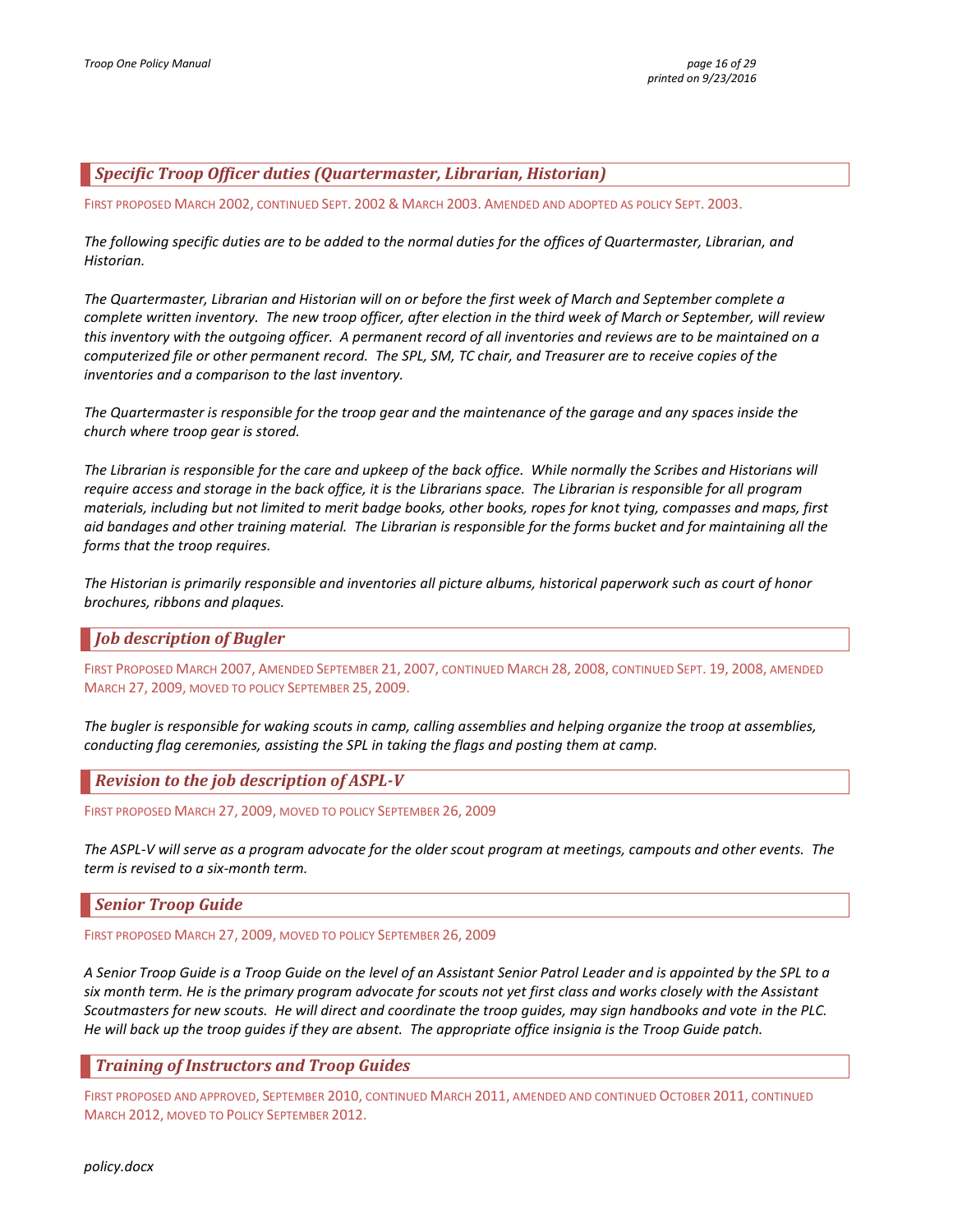## *Specific Troop Officer duties (Quartermaster, Librarian, Historian)*

FIRST PROPOSED MARCH 2002, CONTINUED SEPT. 2002 & MARCH 2003. AMENDED AND ADOPTED AS POLICY SEPT. 2003.

*The following specific duties are to be added to the normal duties for the offices of Quartermaster, Librarian, and Historian.*

*The Quartermaster, Librarian and Historian will on or before the first week of March and September complete a complete written inventory. The new troop officer, after election in the third week of March or September, will review this inventory with the outgoing officer. A permanent record of all inventories and reviews are to be maintained on a computerized file or other permanent record. The SPL, SM, TC chair, and Treasurer are to receive copies of the inventories and a comparison to the last inventory.*

*The Quartermaster is responsible for the troop gear and the maintenance of the garage and any spaces inside the church where troop gear is stored.*

*The Librarian is responsible for the care and upkeep of the back office. While normally the Scribes and Historians will require access and storage in the back office, it is the Librarians space. The Librarian is responsible for all program materials, including but not limited to merit badge books, other books, ropes for knot tying, compasses and maps, first aid bandages and other training material. The Librarian is responsible for the forms bucket and for maintaining all the forms that the troop requires.*

*The Historian is primarily responsible and inventories all picture albums, historical paperwork such as court of honor brochures, ribbons and plaques.*

## *Job description of Bugler*

FIRST PROPOSED MARCH 2007, AMENDED SEPTEMBER 21, 2007, CONTINUED MARCH 28, 2008, CONTINUED SEPT. 19, 2008, AMENDED MARCH 27, 2009, MOVED TO POLICY SEPTEMBER 25, 2009.

*The bugler is responsible for waking scouts in camp, calling assemblies and helping organize the troop at assemblies, conducting flag ceremonies, assisting the SPL in taking the flags and posting them at camp.*

## *Revision to the job description of ASPL-V*

FIRST PROPOSED MARCH 27, 2009, MOVED TO POLICY SEPTEMBER 26, 2009

*The ASPL-V will serve as a program advocate for the older scout program at meetings, campouts and other events. The term is revised to a six-month term.*

## *Senior Troop Guide*

FIRST PROPOSED MARCH 27, 2009, MOVED TO POLICY SEPTEMBER 26, 2009

*A Senior Troop Guide is a Troop Guide on the level of an Assistant Senior Patrol Leader and is appointed by the SPL to a six month term. He is the primary program advocate for scouts not yet first class and works closely with the Assistant Scoutmasters for new scouts. He will direct and coordinate the troop guides, may sign handbooks and vote in the PLC. He will back up the troop guides if they are absent. The appropriate office insignia is the Troop Guide patch.*

## *Training of Instructors and Troop Guides*

FIRST PROPOSED AND APPROVED, SEPTEMBER 2010, CONTINUED MARCH 2011, AMENDED AND CONTINUED OCTOBER 2011, CONTINUED MARCH 2012, MOVED TO POLICY SEPTEMBER 2012.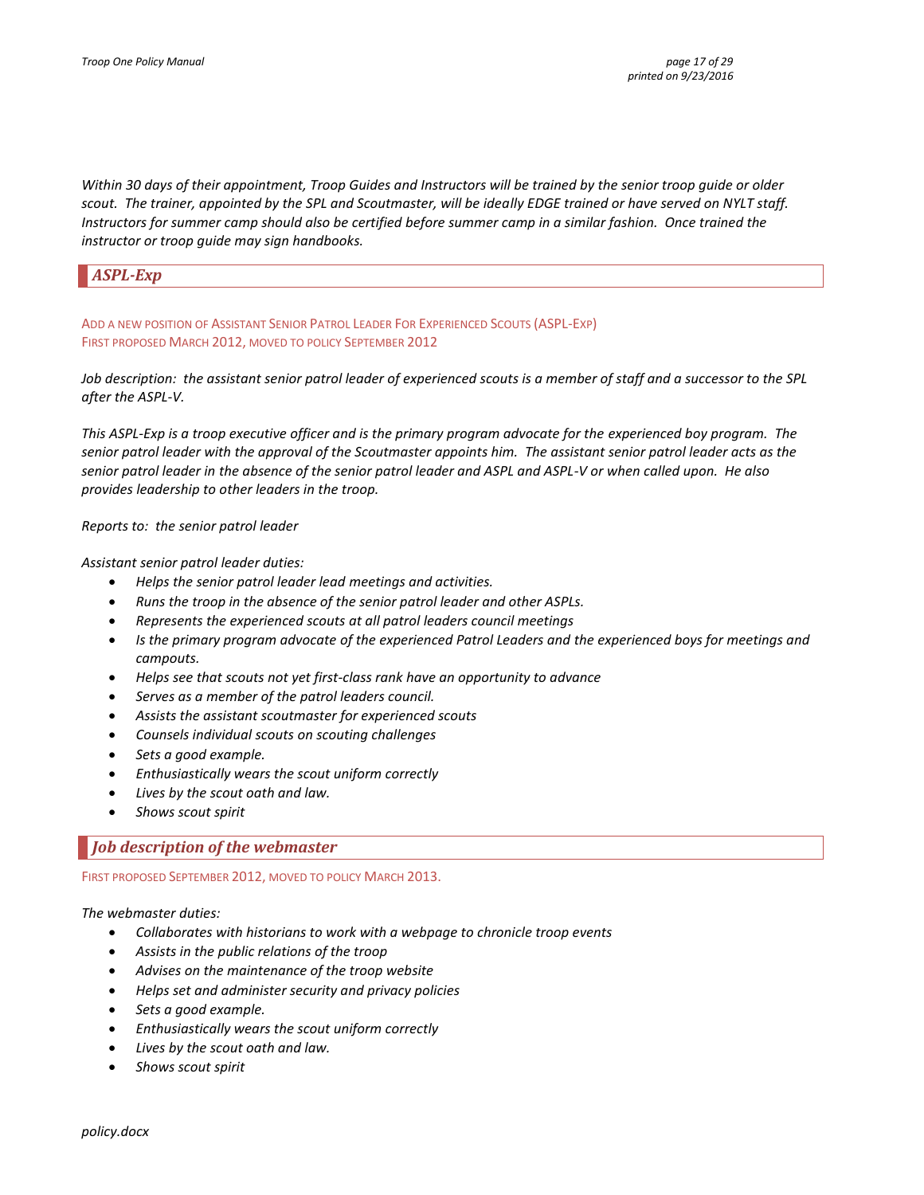*Within 30 days of their appointment, Troop Guides and Instructors will be trained by the senior troop guide or older scout. The trainer, appointed by the SPL and Scoutmaster, will be ideally EDGE trained or have served on NYLT staff. Instructors for summer camp should also be certified before summer camp in a similar fashion. Once trained the instructor or troop guide may sign handbooks.*

## *ASPL-Exp*

ADD A NEW POSITION OF ASSISTANT SENIOR PATROL LEADER FOR EXPERIENCED SCOUTS (ASPL-EXP)
FIRST PROPOSED MARCH 2012, MOVED TO POLICY SEPTEMBER 2012

*Job description: the assistant senior patrol leader of experienced scouts is a member of staff and a successor to the SPL after the ASPL-V.*

*This ASPL-Exp is a troop executive officer and is the primary program advocate for the experienced boy program. The senior patrol leader with the approval of the Scoutmaster appoints him. The assistant senior patrol leader acts as the senior patrol leader in the absence of the senior patrol leader and ASPL and ASPL-V or when called upon. He also provides leadership to other leaders in the troop.*

*Reports to: the senior patrol leader*

*Assistant senior patrol leader duties:*

- *Helps the senior patrol leader lead meetings and activities.*
- *Runs the troop in the absence of the senior patrol leader and other ASPLs.*
- *Represents the experienced scouts at all patrol leaders council meetings*
- *Is the primary program advocate of the experienced Patrol Leaders and the experienced boys for meetings and campouts.*
- *Helps see that scouts not yet first-class rank have an opportunity to advance*
- *Serves as a member of the patrol leaders council.*
- *Assists the assistant scoutmaster for experienced scouts*
- *Counsels individual scouts on scouting challenges*
- *Sets a good example.*
- *Enthusiastically wears the scout uniform correctly*
- *Lives by the scout oath and law.*
- *Shows scout spirit*

## *Job description of the webmaster*

FIRST PROPOSED SEPTEMBER 2012, MOVED TO POLICY MARCH 2013.

*The webmaster duties:*

- *Collaborates with historians to work with a webpage to chronicle troop events*
- *Assists in the public relations of the troop*
- *Advises on the maintenance of the troop website*
- *Helps set and administer security and privacy policies*
- *Sets a good example.*
- *Enthusiastically wears the scout uniform correctly*
- *Lives by the scout oath and law.*
- *Shows scout spirit*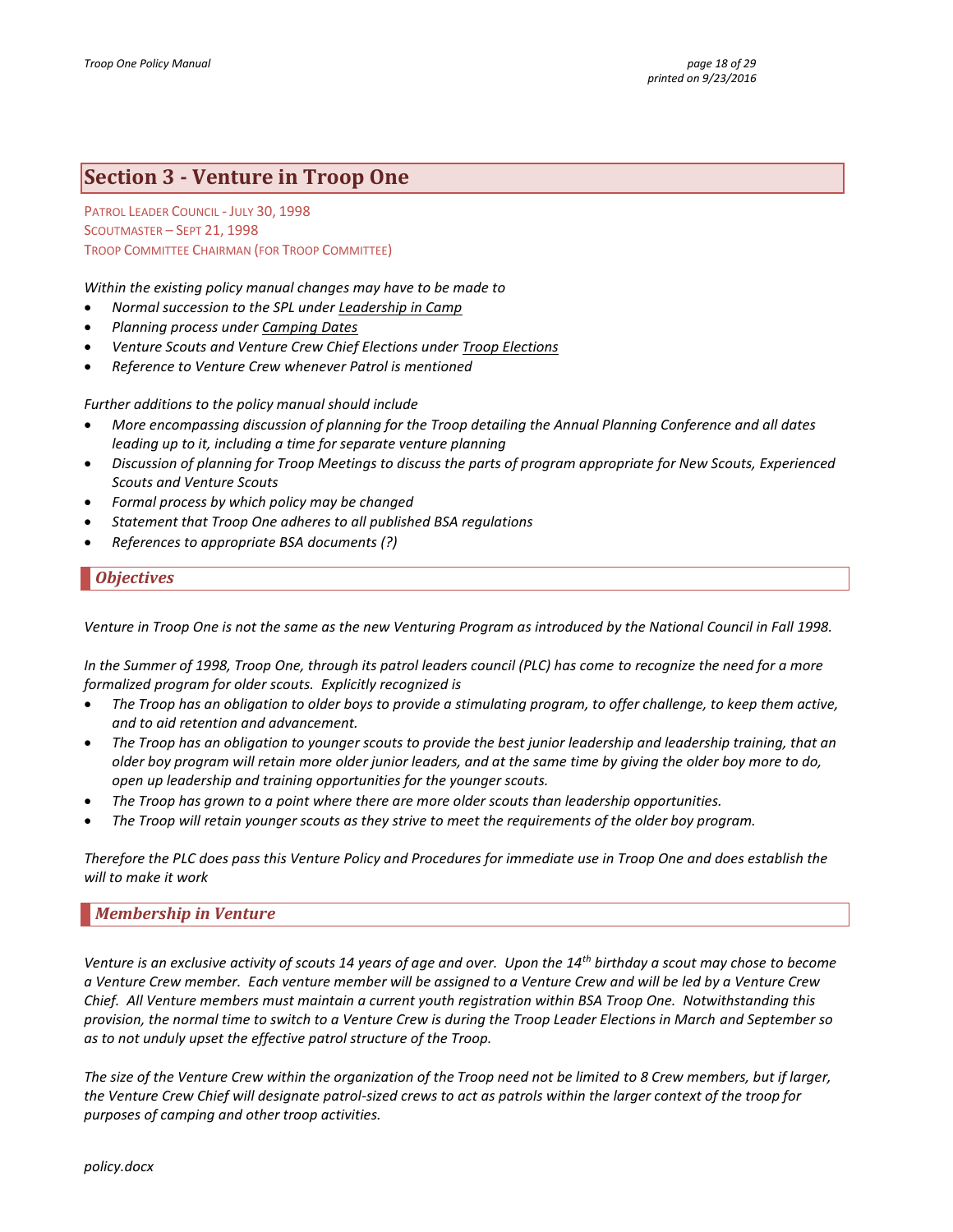# Section 3 - Venture in Troop One

PATROL LEADER COUNCIL - JULY 30, 1998
SCOUTMASTER – SEPT 21, 1998
TROOP COMMITTEE CHAIRMAN (FOR TROOP COMMITTEE)

*Within the existing policy manual changes may have to be made to*

- *Normal succession to the SPL under Leadership in Camp*
- *Planning process under Camping Dates*
- *Venture Scouts and Venture Crew Chief Elections under Troop Elections*
- *Reference to Venture Crew whenever Patrol is mentioned*

*Further additions to the policy manual should include*

- *More encompassing discussion of planning for the Troop detailing the Annual Planning Conference and all dates leading up to it, including a time for separate venture planning*
- *Discussion of planning for Troop Meetings to discuss the parts of program appropriate for New Scouts, Experienced Scouts and Venture Scouts*
- *Formal process by which policy may be changed*
- *Statement that Troop One adheres to all published BSA regulations*
- *References to appropriate BSA documents (?)*

## *Objectives*

*Venture in Troop One is not the same as the new Venturing Program as introduced by the National Council in Fall 1998.*

*In the Summer of 1998, Troop One, through its patrol leaders council (PLC) has come to recognize the need for a more formalized program for older scouts. Explicitly recognized is*

- *The Troop has an obligation to older boys to provide a stimulating program, to offer challenge, to keep them active, and to aid retention and advancement.*
- *The Troop has an obligation to younger scouts to provide the best junior leadership and leadership training, that an older boy program will retain more older junior leaders, and at the same time by giving the older boy more to do, open up leadership and training opportunities for the younger scouts.*
- *The Troop has grown to a point where there are more older scouts than leadership opportunities.*
- *The Troop will retain younger scouts as they strive to meet the requirements of the older boy program.*

*Therefore the PLC does pass this Venture Policy and Procedures for immediate use in Troop One and does establish the will to make it work*

## *Membership in Venture*

*Venture is an exclusive activity of scouts 14 years of age and over. Upon the 14th birthday a scout may chose to become a Venture Crew member. Each venture member will be assigned to a Venture Crew and will be led by a Venture Crew Chief. All Venture members must maintain a current youth registration within BSA Troop One. Notwithstanding this provision, the normal time to switch to a Venture Crew is during the Troop Leader Elections in March and September so as to not unduly upset the effective patrol structure of the Troop.*

*The size of the Venture Crew within the organization of the Troop need not be limited to 8 Crew members, but if larger, the Venture Crew Chief will designate patrol-sized crews to act as patrols within the larger context of the troop for purposes of camping and other troop activities.*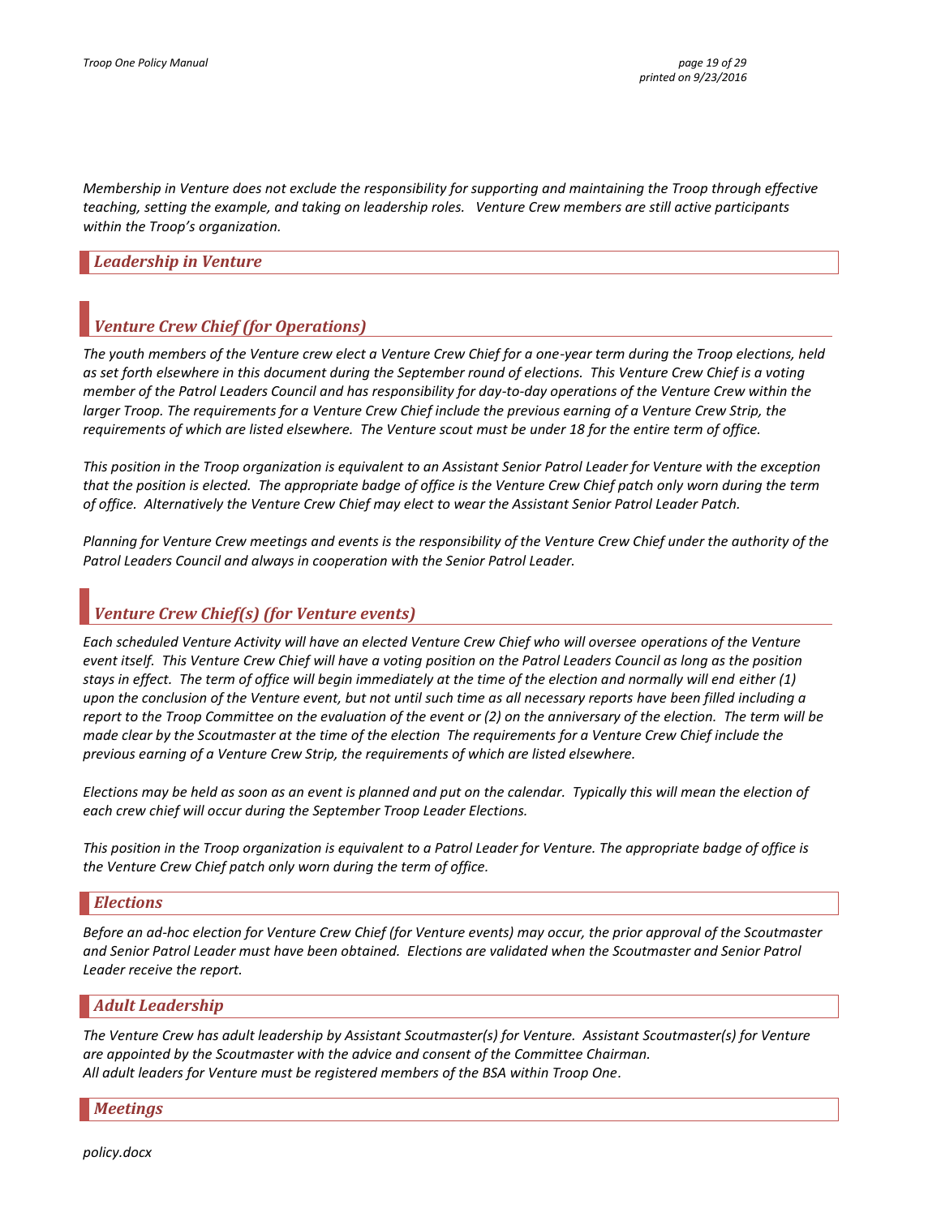*Membership in Venture does not exclude the responsibility for supporting and maintaining the Troop through effective teaching, setting the example, and taking on leadership roles. Venture Crew members are still active participants within the Troop's organization.*

## *Leadership in Venture*

### *Venture Crew Chief (for Operations)*

*The youth members of the Venture crew elect a Venture Crew Chief for a one-year term during the Troop elections, held as set forth elsewhere in this document during the September round of elections. This Venture Crew Chief is a voting member of the Patrol Leaders Council and has responsibility for day-to-day operations of the Venture Crew within the larger Troop. The requirements for a Venture Crew Chief include the previous earning of a Venture Crew Strip, the requirements of which are listed elsewhere. The Venture scout must be under 18 for the entire term of office.*

*This position in the Troop organization is equivalent to an Assistant Senior Patrol Leader for Venture with the exception that the position is elected. The appropriate badge of office is the Venture Crew Chief patch only worn during the term of office. Alternatively the Venture Crew Chief may elect to wear the Assistant Senior Patrol Leader Patch.*

*Planning for Venture Crew meetings and events is the responsibility of the Venture Crew Chief under the authority of the Patrol Leaders Council and always in cooperation with the Senior Patrol Leader.*

### *Venture Crew Chief(s) (for Venture events)*

*Each scheduled Venture Activity will have an elected Venture Crew Chief who will oversee operations of the Venture event itself. This Venture Crew Chief will have a voting position on the Patrol Leaders Council as long as the position stays in effect. The term of office will begin immediately at the time of the election and normally will end either (1) upon the conclusion of the Venture event, but not until such time as all necessary reports have been filled including a report to the Troop Committee on the evaluation of the event or (2) on the anniversary of the election. The term will be made clear by the Scoutmaster at the time of the election The requirements for a Venture Crew Chief include the previous earning of a Venture Crew Strip, the requirements of which are listed elsewhere.*

*Elections may be held as soon as an event is planned and put on the calendar. Typically this will mean the election of each crew chief will occur during the September Troop Leader Elections.*

*This position in the Troop organization is equivalent to a Patrol Leader for Venture. The appropriate badge of office is the Venture Crew Chief patch only worn during the term of office.*

## *Elections*

*Before an ad-hoc election for Venture Crew Chief (for Venture events) may occur, the prior approval of the Scoutmaster and Senior Patrol Leader must have been obtained. Elections are validated when the Scoutmaster and Senior Patrol Leader receive the report.*

## *Adult Leadership*

*The Venture Crew has adult leadership by Assistant Scoutmaster(s) for Venture. Assistant Scoutmaster(s) for Venture are appointed by the Scoutmaster with the advice and consent of the Committee Chairman.*
*All adult leaders for Venture must be registered members of the BSA within Troop One.*

## *Meetings*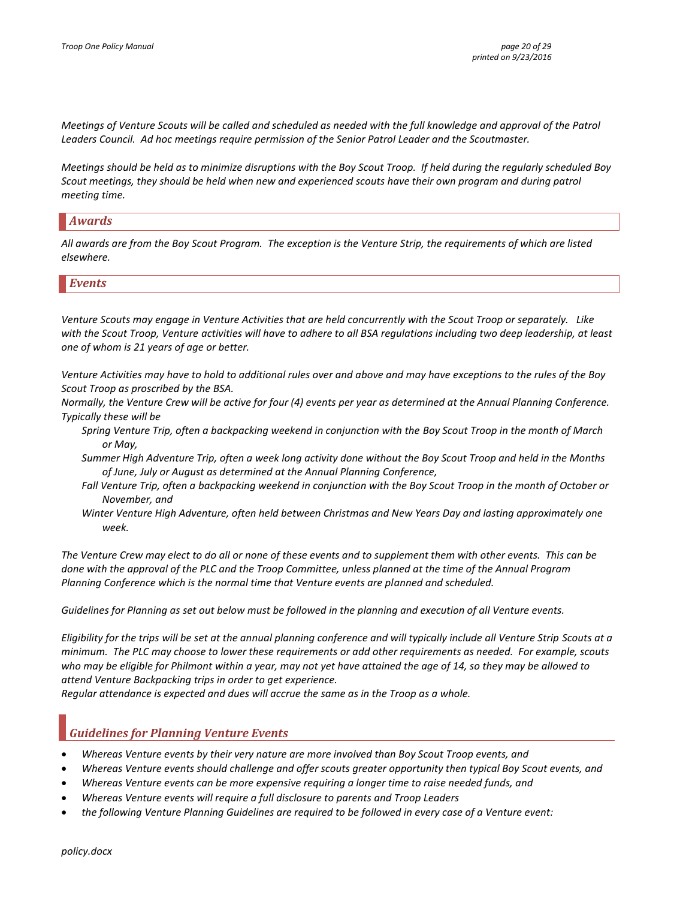*Meetings of Venture Scouts will be called and scheduled as needed with the full knowledge and approval of the Patrol Leaders Council. Ad hoc meetings require permission of the Senior Patrol Leader and the Scoutmaster.*

*Meetings should be held as to minimize disruptions with the Boy Scout Troop. If held during the regularly scheduled Boy Scout meetings, they should be held when new and experienced scouts have their own program and during patrol meeting time.*

## *Awards*

*All awards are from the Boy Scout Program. The exception is the Venture Strip, the requirements of which are listed elsewhere.*

## *Events*

*Venture Scouts may engage in Venture Activities that are held concurrently with the Scout Troop or separately. Like with the Scout Troop, Venture activities will have to adhere to all BSA regulations including two deep leadership, at least one of whom is 21 years of age or better.*

*Venture Activities may have to hold to additional rules over and above and may have exceptions to the rules of the Boy Scout Troop as proscribed by the BSA.*
*Normally, the Venture Crew will be active for four (4) events per year as determined at the Annual Planning Conference. Typically these will be*

*Spring Venture Trip, often a backpacking weekend in conjunction with the Boy Scout Troop in the month of March or May,*

*Summer High Adventure Trip, often a week long activity done without the Boy Scout Troop and held in the Months of June, July or August as determined at the Annual Planning Conference,*

*Fall Venture Trip, often a backpacking weekend in conjunction with the Boy Scout Troop in the month of October or November, and*

*Winter Venture High Adventure, often held between Christmas and New Years Day and lasting approximately one week.*

*The Venture Crew may elect to do all or none of these events and to supplement them with other events. This can be done with the approval of the PLC and the Troop Committee, unless planned at the time of the Annual Program Planning Conference which is the normal time that Venture events are planned and scheduled.*

*Guidelines for Planning as set out below must be followed in the planning and execution of all Venture events.*

*Eligibility for the trips will be set at the annual planning conference and will typically include all Venture Strip Scouts at a minimum. The PLC may choose to lower these requirements or add other requirements as needed. For example, scouts who may be eligible for Philmont within a year, may not yet have attained the age of 14, so they may be allowed to attend Venture Backpacking trips in order to get experience.*
*Regular attendance is expected and dues will accrue the same as in the Troop as a whole.*

## *Guidelines for Planning Venture Events*

- *Whereas Venture events by their very nature are more involved than Boy Scout Troop events, and*
- *Whereas Venture events should challenge and offer scouts greater opportunity then typical Boy Scout events, and*
- *Whereas Venture events can be more expensive requiring a longer time to raise needed funds, and*
- *Whereas Venture events will require a full disclosure to parents and Troop Leaders*
- *the following Venture Planning Guidelines are required to be followed in every case of a Venture event:*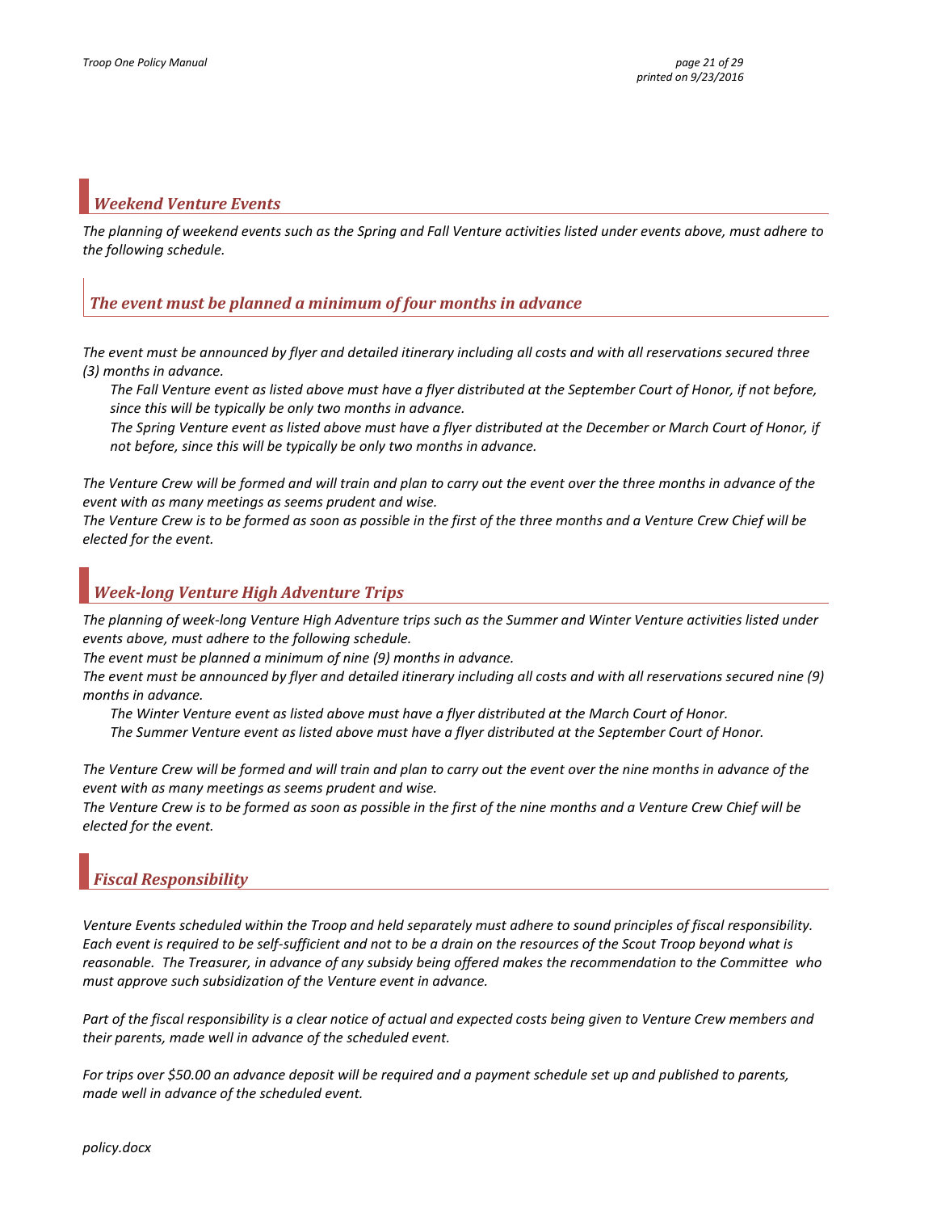## *Weekend Venture Events*

*The planning of weekend events such as the Spring and Fall Venture activities listed under events above, must adhere to the following schedule.*

### *The event must be planned a minimum of four months in advance*

*The event must be announced by flyer and detailed itinerary including all costs and with all reservations secured three (3) months in advance.*

*The Fall Venture event as listed above must have a flyer distributed at the September Court of Honor, if not before, since this will be typically be only two months in advance.*

*The Spring Venture event as listed above must have a flyer distributed at the December or March Court of Honor, if not before, since this will be typically be only two months in advance.*

*The Venture Crew will be formed and will train and plan to carry out the event over the three months in advance of the event with as many meetings as seems prudent and wise.*

*The Venture Crew is to be formed as soon as possible in the first of the three months and a Venture Crew Chief will be elected for the event.*

## *Week-long Venture High Adventure Trips*

*The planning of week-long Venture High Adventure trips such as the Summer and Winter Venture activities listed under events above, must adhere to the following schedule.*

*The event must be planned a minimum of nine (9) months in advance.*

*The event must be announced by flyer and detailed itinerary including all costs and with all reservations secured nine (9) months in advance.*

*The Winter Venture event as listed above must have a flyer distributed at the March Court of Honor.*

*The Summer Venture event as listed above must have a flyer distributed at the September Court of Honor.*

*The Venture Crew will be formed and will train and plan to carry out the event over the nine months in advance of the event with as many meetings as seems prudent and wise.*

*The Venture Crew is to be formed as soon as possible in the first of the nine months and a Venture Crew Chief will be elected for the event.*

## *Fiscal Responsibility*

*Venture Events scheduled within the Troop and held separately must adhere to sound principles of fiscal responsibility. Each event is required to be self-sufficient and not to be a drain on the resources of the Scout Troop beyond what is reasonable. The Treasurer, in advance of any subsidy being offered makes the recommendation to the Committee who must approve such subsidization of the Venture event in advance.*

*Part of the fiscal responsibility is a clear notice of actual and expected costs being given to Venture Crew members and their parents, made well in advance of the scheduled event.*

*For trips over $50.00 an advance deposit will be required and a payment schedule set up and published to parents, made well in advance of the scheduled event.*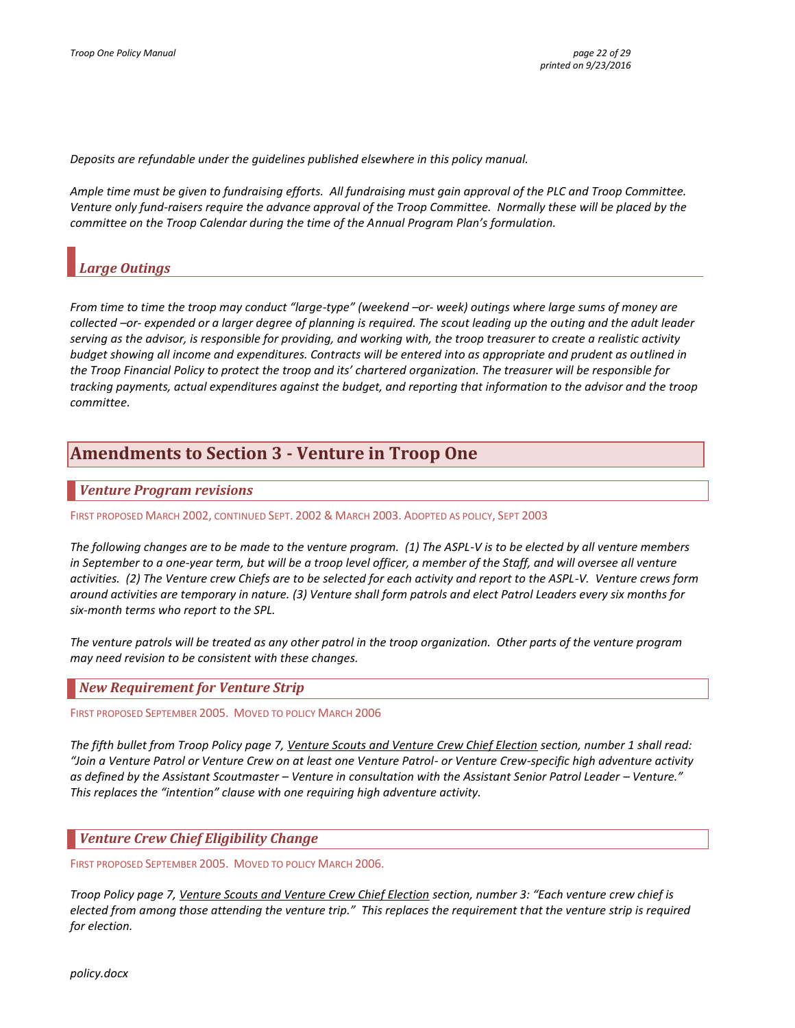*Deposits are refundable under the guidelines published elsewhere in this policy manual.*

*Ample time must be given to fundraising efforts. All fundraising must gain approval of the PLC and Troop Committee. Venture only fund-raisers require the advance approval of the Troop Committee. Normally these will be placed by the committee on the Troop Calendar during the time of the Annual Program Plan's formulation.*

### *Large Outings*

*From time to time the troop may conduct "large-type" (weekend –or- week) outings where large sums of money are collected –or- expended or a larger degree of planning is required. The scout leading up the outing and the adult leader serving as the advisor, is responsible for providing, and working with, the troop treasurer to create a realistic activity budget showing all income and expenditures. Contracts will be entered into as appropriate and prudent as outlined in the Troop Financial Policy to protect the troop and its' chartered organization. The treasurer will be responsible for tracking payments, actual expenditures against the budget, and reporting that information to the advisor and the troop committee.*

## Amendments to Section 3 - Venture in Troop One

### *Venture Program revisions*

FIRST PROPOSED MARCH 2002, CONTINUED SEPT. 2002 & MARCH 2003. ADOPTED AS POLICY, SEPT 2003

*The following changes are to be made to the venture program. (1) The ASPL-V is to be elected by all venture members in September to a one-year term, but will be a troop level officer, a member of the Staff, and will oversee all venture activities. (2) The Venture crew Chiefs are to be selected for each activity and report to the ASPL-V. Venture crews form around activities are temporary in nature. (3) Venture shall form patrols and elect Patrol Leaders every six months for six-month terms who report to the SPL.*

*The venture patrols will be treated as any other patrol in the troop organization. Other parts of the venture program may need revision to be consistent with these changes.*

### *New Requirement for Venture Strip*

FIRST PROPOSED SEPTEMBER 2005. MOVED TO POLICY MARCH 2006

*The fifth bullet from Troop Policy page 7, <u>Venture Scouts and Venture Crew Chief Election</u> section, number 1 shall read: "Join a Venture Patrol or Venture Crew on at least one Venture Patrol- or Venture Crew-specific high adventure activity as defined by the Assistant Scoutmaster – Venture in consultation with the Assistant Senior Patrol Leader – Venture." This replaces the "intention" clause with one requiring high adventure activity.*

### *Venture Crew Chief Eligibility Change*

FIRST PROPOSED SEPTEMBER 2005. MOVED TO POLICY MARCH 2006.

*Troop Policy page 7, <u>Venture Scouts and Venture Crew Chief Election</u> section, number 3: "Each venture crew chief is elected from among those attending the venture trip." This replaces the requirement that the venture strip is required for election.*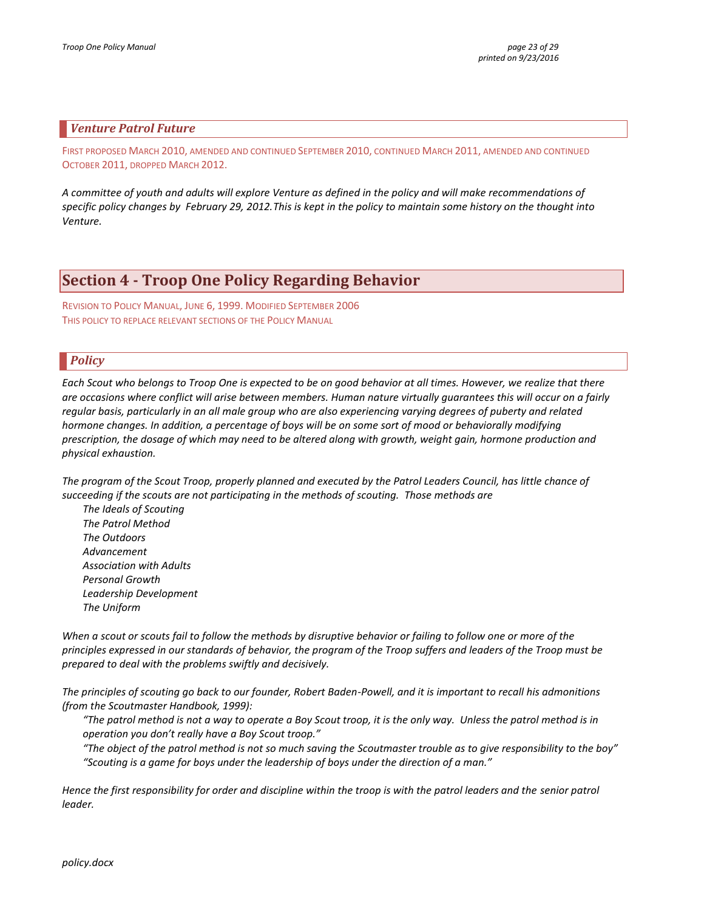### *Venture Patrol Future*

FIRST PROPOSED MARCH 2010, AMENDED AND CONTINUED SEPTEMBER 2010, CONTINUED MARCH 2011, AMENDED AND CONTINUED OCTOBER 2011, DROPPED MARCH 2012.

*A committee of youth and adults will explore Venture as defined in the policy and will make recommendations of specific policy changes by February 29, 2012.This is kept in the policy to maintain some history on the thought into Venture.*

## Section 4 - Troop One Policy Regarding Behavior

REVISION TO POLICY MANUAL, JUNE 6, 1999. MODIFIED SEPTEMBER 2006
THIS POLICY TO REPLACE RELEVANT SECTIONS OF THE POLICY MANUAL

### *Policy*

*Each Scout who belongs to Troop One is expected to be on good behavior at all times. However, we realize that there are occasions where conflict will arise between members. Human nature virtually guarantees this will occur on a fairly regular basis, particularly in an all male group who are also experiencing varying degrees of puberty and related hormone changes. In addition, a percentage of boys will be on some sort of mood or behaviorally modifying prescription, the dosage of which may need to be altered along with growth, weight gain, hormone production and physical exhaustion.*

*The program of the Scout Troop, properly planned and executed by the Patrol Leaders Council, has little chance of succeeding if the scouts are not participating in the methods of scouting. Those methods are*

*The Ideals of Scouting*
*The Patrol Method*
*The Outdoors*
*Advancement*
*Association with Adults*
*Personal Growth*
*Leadership Development*
*The Uniform*

*When a scout or scouts fail to follow the methods by disruptive behavior or failing to follow one or more of the principles expressed in our standards of behavior, the program of the Troop suffers and leaders of the Troop must be prepared to deal with the problems swiftly and decisively.*

*The principles of scouting go back to our founder, Robert Baden-Powell, and it is important to recall his admonitions (from the Scoutmaster Handbook, 1999):*

*"The patrol method is not a way to operate a Boy Scout troop, it is the only way. Unless the patrol method is in operation you don't really have a Boy Scout troop."*
*"The object of the patrol method is not so much saving the Scoutmaster trouble as to give responsibility to the boy"*
*"Scouting is a game for boys under the leadership of boys under the direction of a man."*

*Hence the first responsibility for order and discipline within the troop is with the patrol leaders and the senior patrol leader.*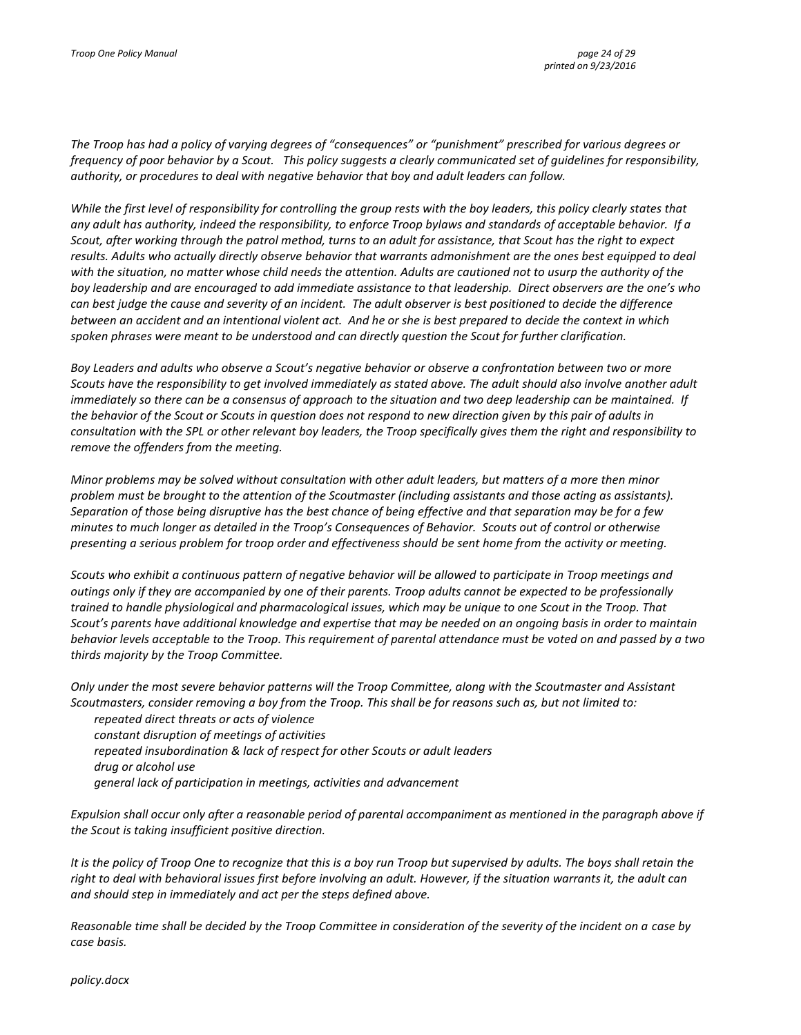*The Troop has had a policy of varying degrees of "consequences" or "punishment" prescribed for various degrees or frequency of poor behavior by a Scout. This policy suggests a clearly communicated set of guidelines for responsibility, authority, or procedures to deal with negative behavior that boy and adult leaders can follow.*

*While the first level of responsibility for controlling the group rests with the boy leaders, this policy clearly states that any adult has authority, indeed the responsibility, to enforce Troop bylaws and standards of acceptable behavior. If a Scout, after working through the patrol method, turns to an adult for assistance, that Scout has the right to expect results. Adults who actually directly observe behavior that warrants admonishment are the ones best equipped to deal with the situation, no matter whose child needs the attention. Adults are cautioned not to usurp the authority of the boy leadership and are encouraged to add immediate assistance to that leadership. Direct observers are the one's who can best judge the cause and severity of an incident. The adult observer is best positioned to decide the difference between an accident and an intentional violent act. And he or she is best prepared to decide the context in which spoken phrases were meant to be understood and can directly question the Scout for further clarification.*

*Boy Leaders and adults who observe a Scout's negative behavior or observe a confrontation between two or more Scouts have the responsibility to get involved immediately as stated above. The adult should also involve another adult immediately so there can be a consensus of approach to the situation and two deep leadership can be maintained. If the behavior of the Scout or Scouts in question does not respond to new direction given by this pair of adults in consultation with the SPL or other relevant boy leaders, the Troop specifically gives them the right and responsibility to remove the offenders from the meeting.*

*Minor problems may be solved without consultation with other adult leaders, but matters of a more then minor problem must be brought to the attention of the Scoutmaster (including assistants and those acting as assistants). Separation of those being disruptive has the best chance of being effective and that separation may be for a few minutes to much longer as detailed in the Troop's Consequences of Behavior. Scouts out of control or otherwise presenting a serious problem for troop order and effectiveness should be sent home from the activity or meeting.*

*Scouts who exhibit a continuous pattern of negative behavior will be allowed to participate in Troop meetings and outings only if they are accompanied by one of their parents. Troop adults cannot be expected to be professionally trained to handle physiological and pharmacological issues, which may be unique to one Scout in the Troop. That Scout's parents have additional knowledge and expertise that may be needed on an ongoing basis in order to maintain behavior levels acceptable to the Troop. This requirement of parental attendance must be voted on and passed by a two thirds majority by the Troop Committee.*

*Only under the most severe behavior patterns will the Troop Committee, along with the Scoutmaster and Assistant Scoutmasters, consider removing a boy from the Troop. This shall be for reasons such as, but not limited to:*

- *repeated direct threats or acts of violence*
- *constant disruption of meetings of activities*
- *repeated insubordination & lack of respect for other Scouts or adult leaders*
- *drug or alcohol use*
- *general lack of participation in meetings, activities and advancement*

*Expulsion shall occur only after a reasonable period of parental accompaniment as mentioned in the paragraph above if the Scout is taking insufficient positive direction.*

*It is the policy of Troop One to recognize that this is a boy run Troop but supervised by adults. The boys shall retain the right to deal with behavioral issues first before involving an adult. However, if the situation warrants it, the adult can and should step in immediately and act per the steps defined above.*

*Reasonable time shall be decided by the Troop Committee in consideration of the severity of the incident on a case by case basis.*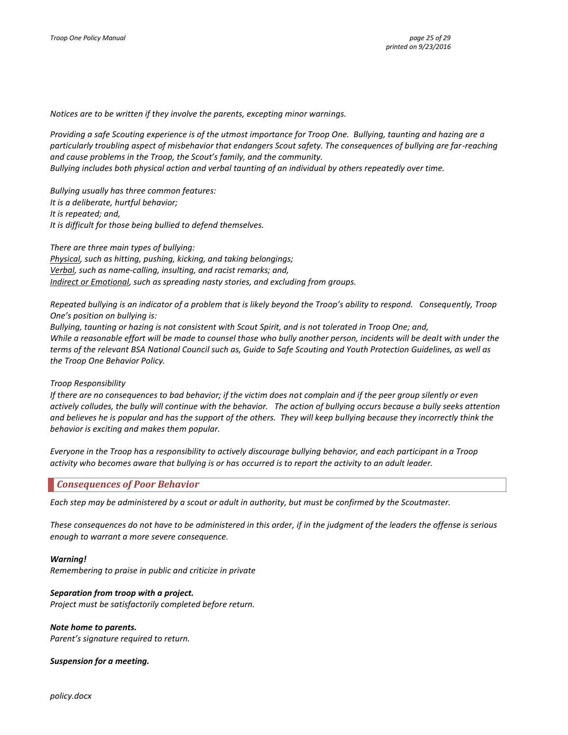*Notices are to be written if they involve the parents, excepting minor warnings.*

*Providing a safe Scouting experience is of the utmost importance for Troop One. Bullying, taunting and hazing are a particularly troubling aspect of misbehavior that endangers Scout safety. The consequences of bullying are far-reaching and cause problems in the Troop, the Scout's family, and the community.*
*Bullying includes both physical action and verbal taunting of an individual by others repeatedly over time.*

*Bullying usually has three common features:*
*It is a deliberate, hurtful behavior;*
*It is repeated; and,*
*It is difficult for those being bullied to defend themselves.*

*There are three main types of bullying:*
*Physical, such as hitting, pushing, kicking, and taking belongings;*
*Verbal, such as name-calling, insulting, and racist remarks; and,*
*Indirect or Emotional, such as spreading nasty stories, and excluding from groups.*

*Repeated bullying is an indicator of a problem that is likely beyond the Troop's ability to respond. Consequently, Troop One's position on bullying is:*
*Bullying, taunting or hazing is not consistent with Scout Spirit, and is not tolerated in Troop One; and,*
*While a reasonable effort will be made to counsel those who bully another person, incidents will be dealt with under the terms of the relevant BSA National Council such as, Guide to Safe Scouting and Youth Protection Guidelines, as well as the Troop One Behavior Policy.*

*Troop Responsibility*
*If there are no consequences to bad behavior; if the victim does not complain and if the peer group silently or even actively colludes, the bully will continue with the behavior. The action of bullying occurs because a bully seeks attention and believes he is popular and has the support of the others. They will keep bullying because they incorrectly think the behavior is exciting and makes them popular.*

*Everyone in the Troop has a responsibility to actively discourage bullying behavior, and each participant in a Troop activity who becomes aware that bullying is or has occurred is to report the activity to an adult leader.*

## *Consequences of Poor Behavior*

*Each step may be administered by a scout or adult in authority, but must be confirmed by the Scoutmaster.*

*These consequences do not have to be administered in this order, if in the judgment of the leaders the offense is serious enough to warrant a more severe consequence.*

***Warning!***
*Remembering to praise in public and criticize in private*

***Separation from troop with a project.***
*Project must be satisfactorily completed before return.*

***Note home to parents.***
*Parent's signature required to return.*

***Suspension for a meeting.***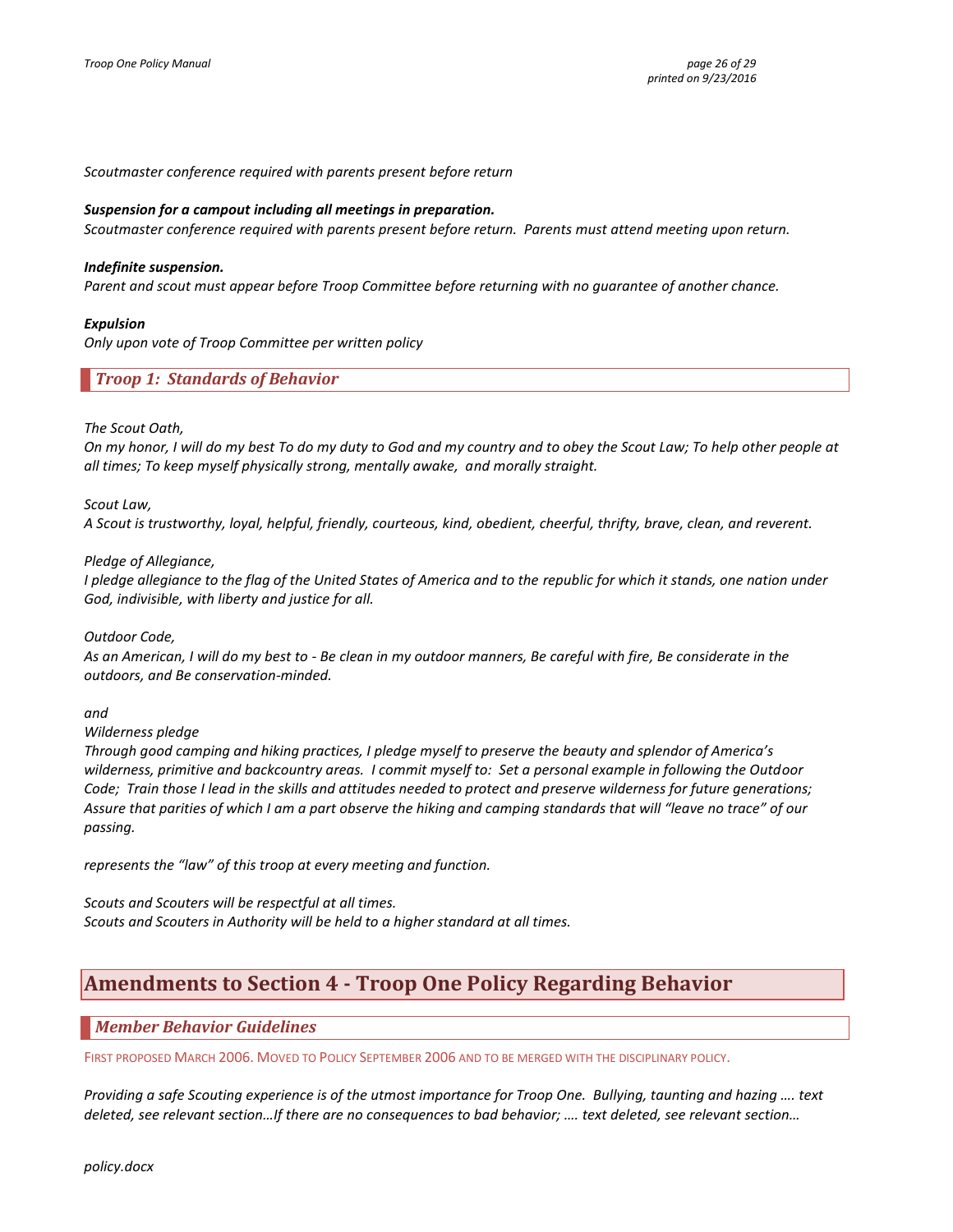*Scoutmaster conference required with parents present before return*

***Suspension for a campout including all meetings in preparation.***
*Scoutmaster conference required with parents present before return. Parents must attend meeting upon return.*

***Indefinite suspension.***
*Parent and scout must appear before Troop Committee before returning with no guarantee of another chance.*

***Expulsion***
*Only upon vote of Troop Committee per written policy*

### *Troop 1: Standards of Behavior*

*The Scout Oath,*
*On my honor, I will do my best To do my duty to God and my country and to obey the Scout Law; To help other people at all times; To keep myself physically strong, mentally awake, and morally straight.*

*Scout Law,*
*A Scout is trustworthy, loyal, helpful, friendly, courteous, kind, obedient, cheerful, thrifty, brave, clean, and reverent.*

*Pledge of Allegiance,*
*I pledge allegiance to the flag of the United States of America and to the republic for which it stands, one nation under God, indivisible, with liberty and justice for all.*

*Outdoor Code,*
*As an American, I will do my best to - Be clean in my outdoor manners, Be careful with fire, Be considerate in the outdoors, and Be conservation-minded.*

*and*
*Wilderness pledge*
*Through good camping and hiking practices, I pledge myself to preserve the beauty and splendor of America's wilderness, primitive and backcountry areas. I commit myself to: Set a personal example in following the Outdoor Code; Train those I lead in the skills and attitudes needed to protect and preserve wilderness for future generations; Assure that parities of which I am a part observe the hiking and camping standards that will "leave no trace" of our passing.*

*represents the "law" of this troop at every meeting and function.*

*Scouts and Scouters will be respectful at all times.*
*Scouts and Scouters in Authority will be held to a higher standard at all times.*

## Amendments to Section 4 - Troop One Policy Regarding Behavior

### *Member Behavior Guidelines*

FIRST PROPOSED MARCH 2006. MOVED TO POLICY SEPTEMBER 2006 AND TO BE MERGED WITH THE DISCIPLINARY POLICY.

*Providing a safe Scouting experience is of the utmost importance for Troop One. Bullying, taunting and hazing …. text deleted, see relevant section…If there are no consequences to bad behavior; …. text deleted, see relevant section…*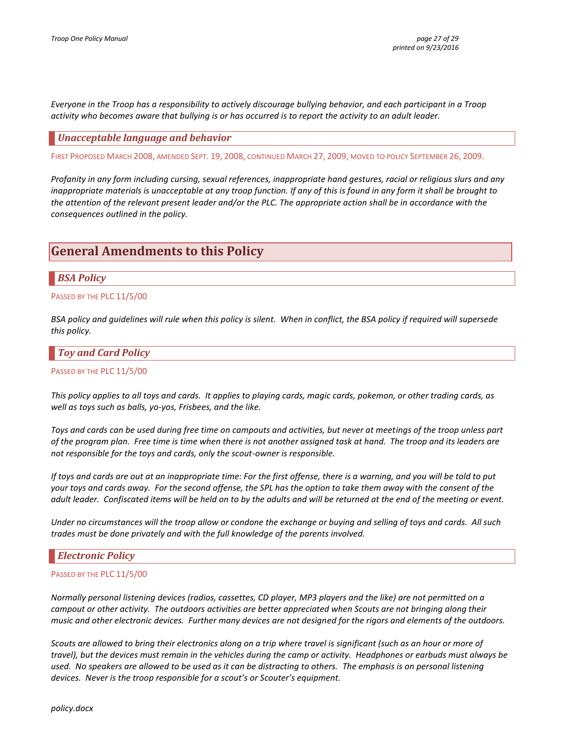*Everyone in the Troop has a responsibility to actively discourage bullying behavior, and each participant in a Troop activity who becomes aware that bullying is or has occurred is to report the activity to an adult leader.*

### *Unacceptable language and behavior*

FIRST PROPOSED MARCH 2008, AMENDED SEPT. 19, 2008, CONTINUED MARCH 27, 2009, MOVED TO POLICY SEPTEMBER 26, 2009.

*Profanity in any form including cursing, sexual references, inappropriate hand gestures, racial or religious slurs and any inappropriate materials is unacceptable at any troop function. If any of this is found in any form it shall be brought to the attention of the relevant present leader and/or the PLC. The appropriate action shall be in accordance with the consequences outlined in the policy.*

## General Amendments to this Policy

### *BSA Policy*

PASSED BY THE PLC 11/5/00

*BSA policy and guidelines will rule when this policy is silent. When in conflict, the BSA policy if required will supersede this policy.*

### *Toy and Card Policy*

PASSED BY THE PLC 11/5/00

*This policy applies to all toys and cards. It applies to playing cards, magic cards, pokemon, or other trading cards, as well as toys such as balls, yo-yos, Frisbees, and the like.*

*Toys and cards can be used during free time on campouts and activities, but never at meetings of the troop unless part of the program plan. Free time is time when there is not another assigned task at hand. The troop and its leaders are not responsible for the toys and cards, only the scout-owner is responsible.*

*If toys and cards are out at an inappropriate time: For the first offense, there is a warning, and you will be told to put your toys and cards away. For the second offense, the SPL has the option to take them away with the consent of the adult leader. Confiscated items will be held on to by the adults and will be returned at the end of the meeting or event.*

*Under no circumstances will the troop allow or condone the exchange or buying and selling of toys and cards. All such trades must be done privately and with the full knowledge of the parents involved.*

### *Electronic Policy*

PASSED BY THE PLC 11/5/00

*Normally personal listening devices (radios, cassettes, CD player, MP3 players and the like) are not permitted on a campout or other activity. The outdoors activities are better appreciated when Scouts are not bringing along their music and other electronic devices. Further many devices are not designed for the rigors and elements of the outdoors.*

*Scouts are allowed to bring their electronics along on a trip where travel is significant (such as an hour or more of travel), but the devices must remain in the vehicles during the camp or activity. Headphones or earbuds must always be used. No speakers are allowed to be used as it can be distracting to others. The emphasis is on personal listening devices. Never is the troop responsible for a scout's or Scouter's equipment.*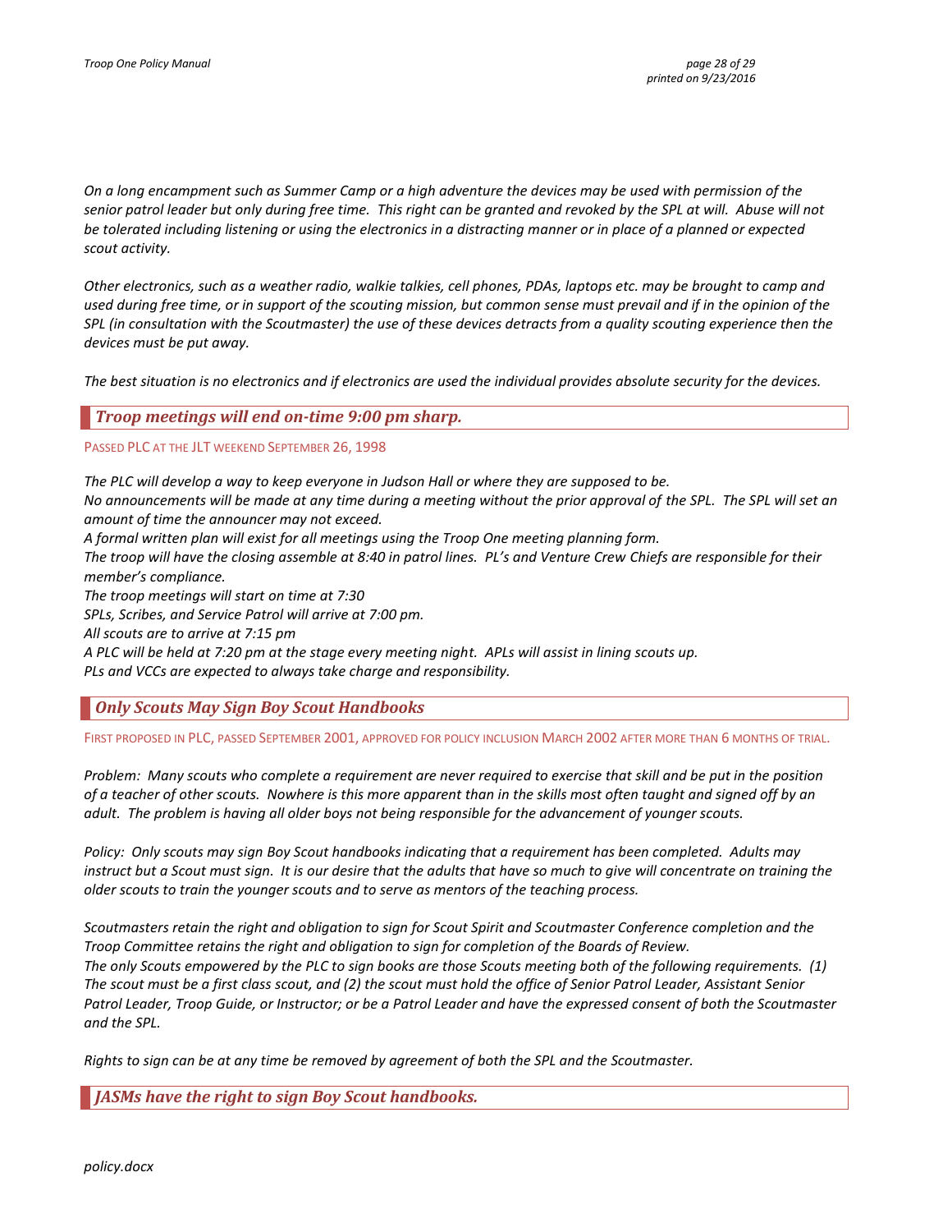*On a long encampment such as Summer Camp or a high adventure the devices may be used with permission of the senior patrol leader but only during free time. This right can be granted and revoked by the SPL at will. Abuse will not be tolerated including listening or using the electronics in a distracting manner or in place of a planned or expected scout activity.*

*Other electronics, such as a weather radio, walkie talkies, cell phones, PDAs, laptops etc. may be brought to camp and used during free time, or in support of the scouting mission, but common sense must prevail and if in the opinion of the SPL (in consultation with the Scoutmaster) the use of these devices detracts from a quality scouting experience then the devices must be put away.*

*The best situation is no electronics and if electronics are used the individual provides absolute security for the devices.*

## *Troop meetings will end on-time 9:00 pm sharp.*

PASSED PLC AT THE JLT WEEKEND SEPTEMBER 26, 1998

*The PLC will develop a way to keep everyone in Judson Hall or where they are supposed to be.*
*No announcements will be made at any time during a meeting without the prior approval of the SPL. The SPL will set an amount of time the announcer may not exceed.*
*A formal written plan will exist for all meetings using the Troop One meeting planning form.*
*The troop will have the closing assemble at 8:40 in patrol lines. PL's and Venture Crew Chiefs are responsible for their member's compliance.*
*The troop meetings will start on time at 7:30*
*SPLs, Scribes, and Service Patrol will arrive at 7:00 pm.*
*All scouts are to arrive at 7:15 pm*
*A PLC will be held at 7:20 pm at the stage every meeting night. APLs will assist in lining scouts up.*
*PLs and VCCs are expected to always take charge and responsibility.*

## *Only Scouts May Sign Boy Scout Handbooks*

FIRST PROPOSED IN PLC, PASSED SEPTEMBER 2001, APPROVED FOR POLICY INCLUSION MARCH 2002 AFTER MORE THAN 6 MONTHS OF TRIAL.

*Problem: Many scouts who complete a requirement are never required to exercise that skill and be put in the position of a teacher of other scouts. Nowhere is this more apparent than in the skills most often taught and signed off by an adult. The problem is having all older boys not being responsible for the advancement of younger scouts.*

*Policy: Only scouts may sign Boy Scout handbooks indicating that a requirement has been completed. Adults may instruct but a Scout must sign. It is our desire that the adults that have so much to give will concentrate on training the older scouts to train the younger scouts and to serve as mentors of the teaching process.*

*Scoutmasters retain the right and obligation to sign for Scout Spirit and Scoutmaster Conference completion and the Troop Committee retains the right and obligation to sign for completion of the Boards of Review.*
*The only Scouts empowered by the PLC to sign books are those Scouts meeting both of the following requirements. (1) The scout must be a first class scout, and (2) the scout must hold the office of Senior Patrol Leader, Assistant Senior Patrol Leader, Troop Guide, or Instructor; or be a Patrol Leader and have the expressed consent of both the Scoutmaster and the SPL.*

*Rights to sign can be at any time be removed by agreement of both the SPL and the Scoutmaster.*

## *JASMs have the right to sign Boy Scout handbooks.*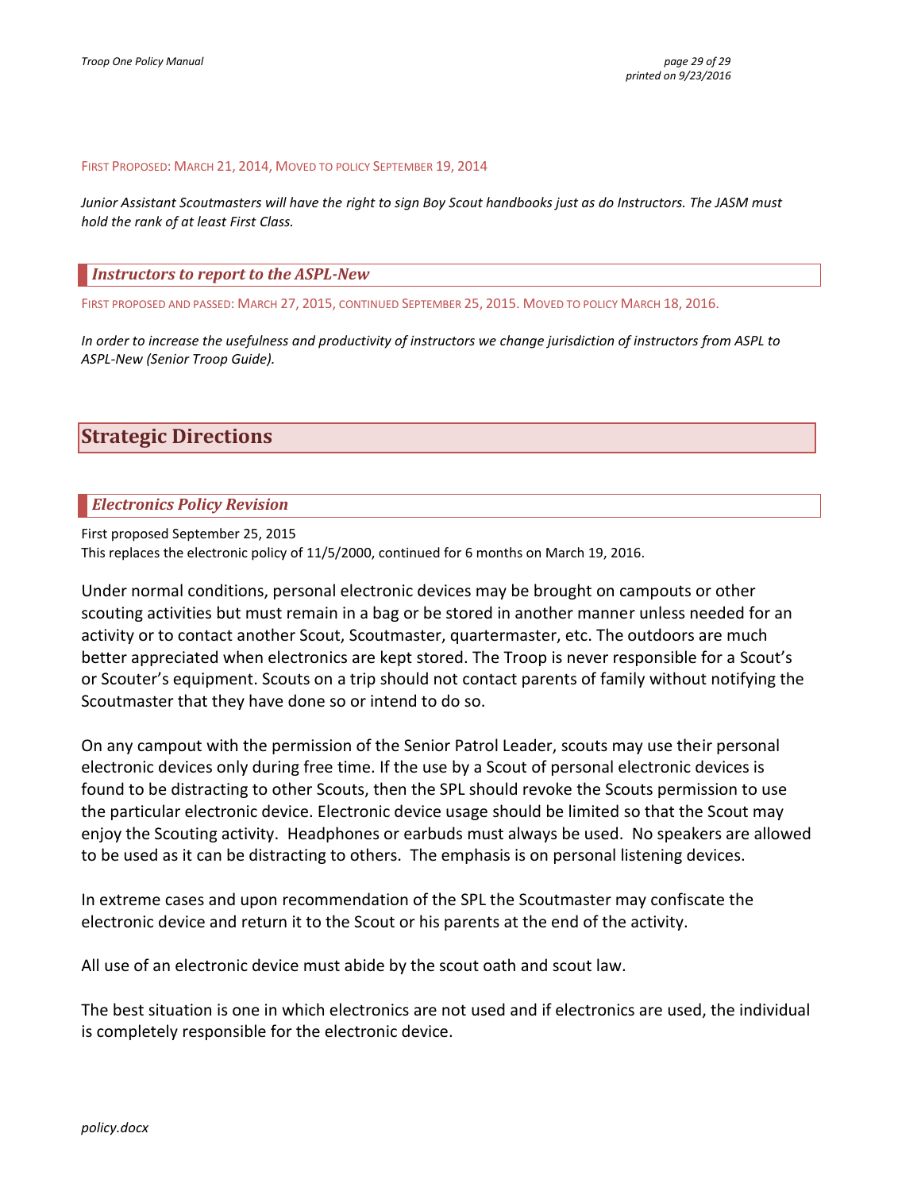First Proposed: March 21, 2014, Moved to policy September 19, 2014

*Junior Assistant Scoutmasters will have the right to sign Boy Scout handbooks just as do Instructors. The JASM must hold the rank of at least First Class.*

### *Instructors to report to the ASPL-New*

First proposed and passed: March 27, 2015, continued September 25, 2015. Moved to policy March 18, 2016.

*In order to increase the usefulness and productivity of instructors we change jurisdiction of instructors from ASPL to ASPL-New (Senior Troop Guide).*

## Strategic Directions

### *Electronics Policy Revision*

First proposed September 25, 2015
This replaces the electronic policy of 11/5/2000, continued for 6 months on March 19, 2016.

Under normal conditions, personal electronic devices may be brought on campouts or other scouting activities but must remain in a bag or be stored in another manner unless needed for an activity or to contact another Scout, Scoutmaster, quartermaster, etc. The outdoors are much better appreciated when electronics are kept stored. The Troop is never responsible for a Scout's or Scouter's equipment. Scouts on a trip should not contact parents of family without notifying the Scoutmaster that they have done so or intend to do so.

On any campout with the permission of the Senior Patrol Leader, scouts may use their personal electronic devices only during free time. If the use by a Scout of personal electronic devices is found to be distracting to other Scouts, then the SPL should revoke the Scouts permission to use the particular electronic device. Electronic device usage should be limited so that the Scout may enjoy the Scouting activity. Headphones or earbuds must always be used. No speakers are allowed to be used as it can be distracting to others. The emphasis is on personal listening devices.

In extreme cases and upon recommendation of the SPL the Scoutmaster may confiscate the electronic device and return it to the Scout or his parents at the end of the activity.

All use of an electronic device must abide by the scout oath and scout law.

The best situation is one in which electronics are not used and if electronics are used, the individual is completely responsible for the electronic device.